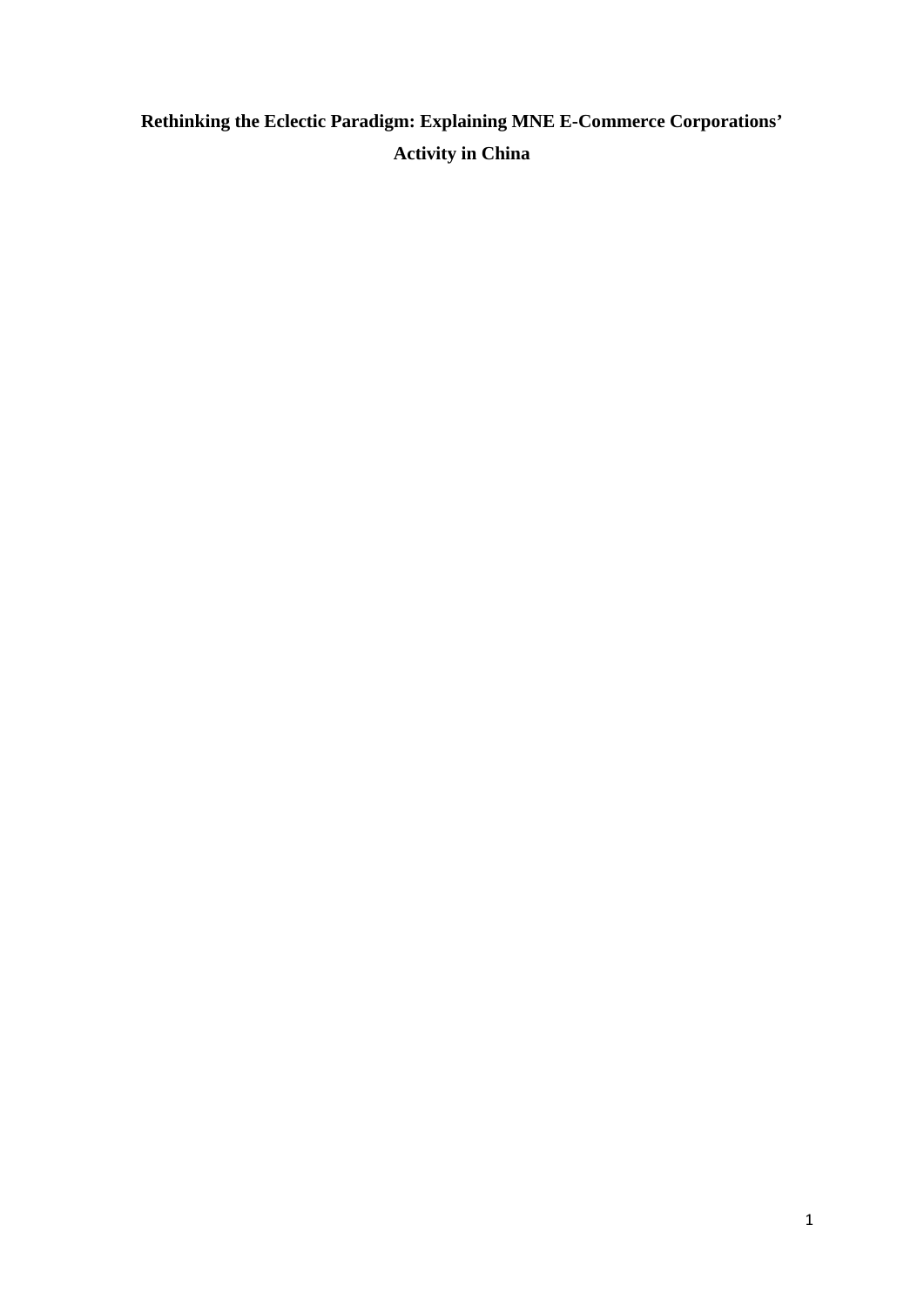# Rethinking the Eclectic Paradigm: Explaining MNE E-Commerce Corporations' Activity in China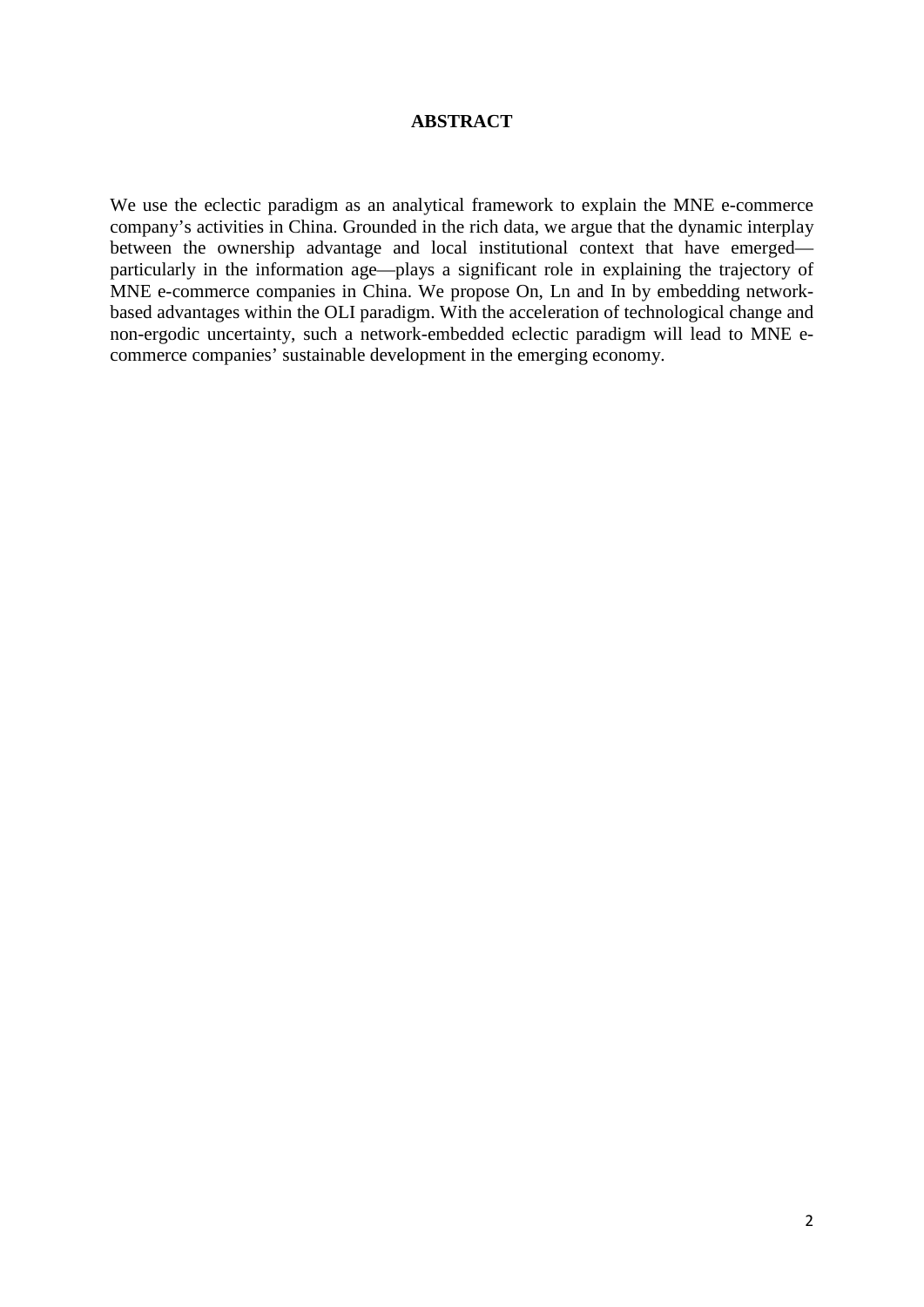## ABSTRACT

We use the eclectic paradigm as an analytical framework to explain the MNE e-commerce company's activities in China. Grounded in the rich data, we argue that the dynamic interplay between the ownership advantage and local institutional context that have emerged—particularly in the information age—plays a significant role in explaining the trajectory of MNE e-commerce companies in China. We propose On, Ln and In by embedding network-based advantages within the OLI paradigm. With the acceleration of technological change and non-ergodic uncertainty, such a network-embedded eclectic paradigm will lead to MNE e-commerce companies' sustainable development in the emerging economy.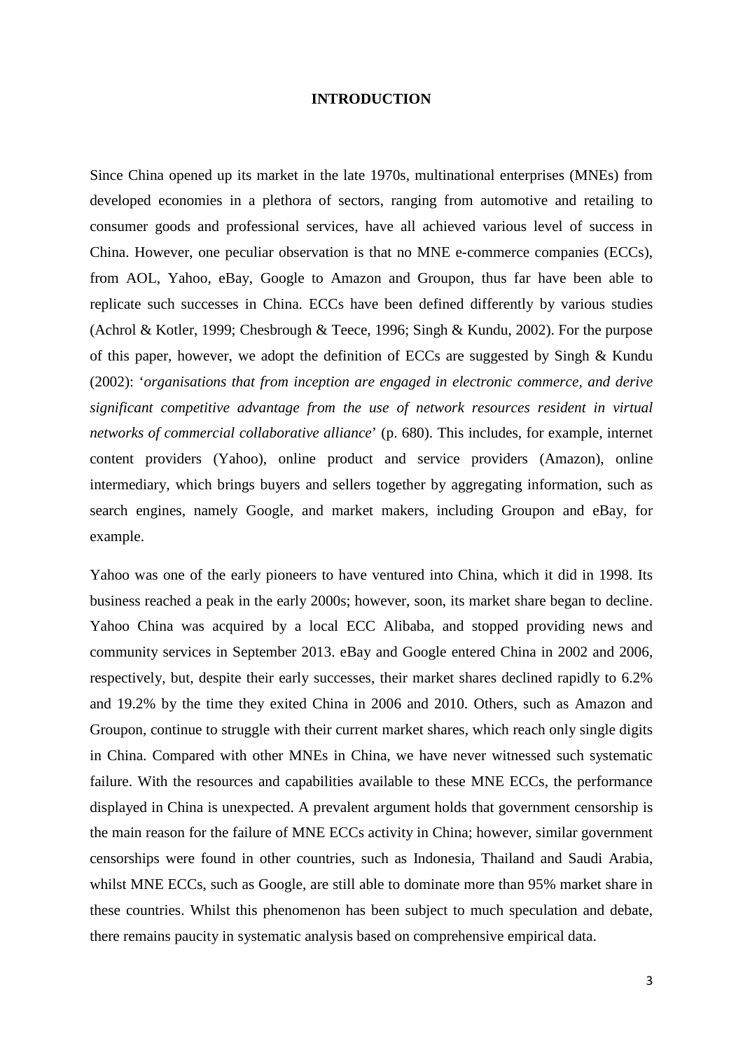# INTRODUCTION

Since China opened up its market in the late 1970s, multinational enterprises (MNEs) from developed economies in a plethora of sectors, ranging from automotive and retailing to consumer goods and professional services, have all achieved various level of success in China. However, one peculiar observation is that no MNE e-commerce companies (ECCs), from AOL, Yahoo, eBay, Google to Amazon and Groupon, thus far have been able to replicate such successes in China. ECCs have been defined differently by various studies (Achrol & Kotler, 1999; Chesbrough & Teece, 1996; Singh & Kundu, 2002). For the purpose of this paper, however, we adopt the definition of ECCs are suggested by Singh & Kundu (2002): '*organisations that from inception are engaged in electronic commerce, and derive significant competitive advantage from the use of network resources resident in virtual networks of commercial collaborative alliance*' (p. 680). This includes, for example, internet content providers (Yahoo), online product and service providers (Amazon), online intermediary, which brings buyers and sellers together by aggregating information, such as search engines, namely Google, and market makers, including Groupon and eBay, for example.

Yahoo was one of the early pioneers to have ventured into China, which it did in 1998. Its business reached a peak in the early 2000s; however, soon, its market share began to decline. Yahoo China was acquired by a local ECC Alibaba, and stopped providing news and community services in September 2013. eBay and Google entered China in 2002 and 2006, respectively, but, despite their early successes, their market shares declined rapidly to 6.2% and 19.2% by the time they exited China in 2006 and 2010. Others, such as Amazon and Groupon, continue to struggle with their current market shares, which reach only single digits in China. Compared with other MNEs in China, we have never witnessed such systematic failure. With the resources and capabilities available to these MNE ECCs, the performance displayed in China is unexpected. A prevalent argument holds that government censorship is the main reason for the failure of MNE ECCs activity in China; however, similar government censorships were found in other countries, such as Indonesia, Thailand and Saudi Arabia, whilst MNE ECCs, such as Google, are still able to dominate more than 95% market share in these countries. Whilst this phenomenon has been subject to much speculation and debate, there remains paucity in systematic analysis based on comprehensive empirical data.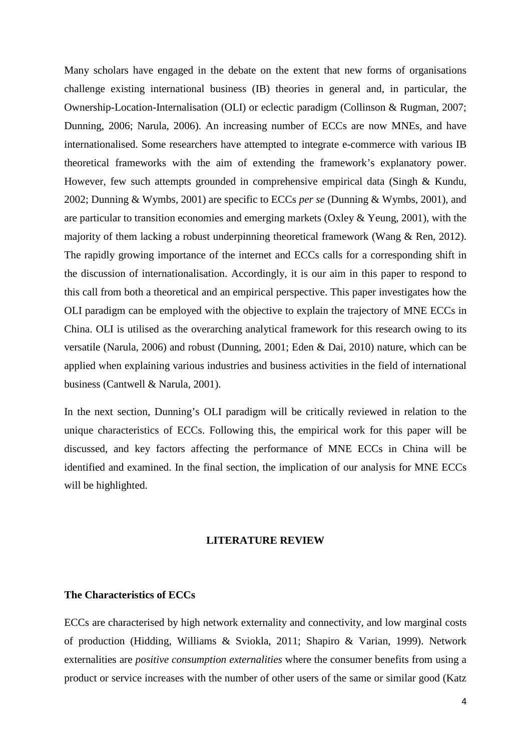Many scholars have engaged in the debate on the extent that new forms of organisations challenge existing international business (IB) theories in general and, in particular, the Ownership-Location-Internalisation (OLI) or eclectic paradigm (Collinson & Rugman, 2007; Dunning, 2006; Narula, 2006). An increasing number of ECCs are now MNEs, and have internationalised. Some researchers have attempted to integrate e-commerce with various IB theoretical frameworks with the aim of extending the framework's explanatory power. However, few such attempts grounded in comprehensive empirical data (Singh & Kundu, 2002; Dunning & Wymbs, 2001) are specific to ECCs *per se* (Dunning & Wymbs, 2001), and are particular to transition economies and emerging markets (Oxley & Yeung, 2001), with the majority of them lacking a robust underpinning theoretical framework (Wang & Ren, 2012). The rapidly growing importance of the internet and ECCs calls for a corresponding shift in the discussion of internationalisation. Accordingly, it is our aim in this paper to respond to this call from both a theoretical and an empirical perspective. This paper investigates how the OLI paradigm can be employed with the objective to explain the trajectory of MNE ECCs in China. OLI is utilised as the overarching analytical framework for this research owing to its versatile (Narula, 2006) and robust (Dunning, 2001; Eden & Dai, 2010) nature, which can be applied when explaining various industries and business activities in the field of international business (Cantwell & Narula, 2001).

In the next section, Dunning's OLI paradigm will be critically reviewed in relation to the unique characteristics of ECCs. Following this, the empirical work for this paper will be discussed, and key factors affecting the performance of MNE ECCs in China will be identified and examined. In the final section, the implication of our analysis for MNE ECCs will be highlighted.

## LITERATURE REVIEW

### The Characteristics of ECCs

ECCs are characterised by high network externality and connectivity, and low marginal costs of production (Hidding, Williams & Sviokla, 2011; Shapiro & Varian, 1999). Network externalities are *positive consumption externalities* where the consumer benefits from using a product or service increases with the number of other users of the same or similar good (Katz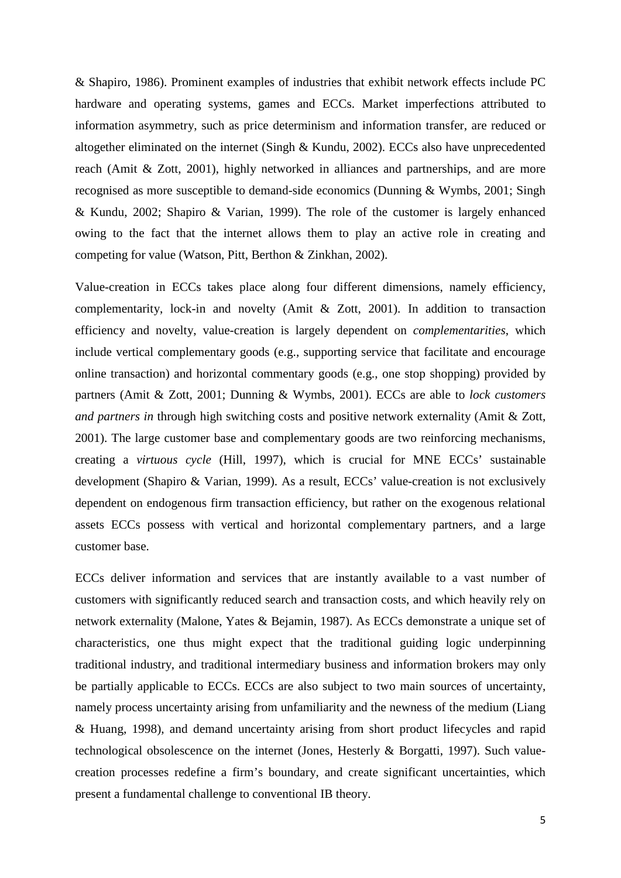& Shapiro, 1986). Prominent examples of industries that exhibit network effects include PC hardware and operating systems, games and ECCs. Market imperfections attributed to information asymmetry, such as price determinism and information transfer, are reduced or altogether eliminated on the internet (Singh & Kundu, 2002). ECCs also have unprecedented reach (Amit & Zott, 2001), highly networked in alliances and partnerships, and are more recognised as more susceptible to demand-side economics (Dunning & Wymbs, 2001; Singh & Kundu, 2002; Shapiro & Varian, 1999). The role of the customer is largely enhanced owing to the fact that the internet allows them to play an active role in creating and competing for value (Watson, Pitt, Berthon & Zinkhan, 2002).

Value-creation in ECCs takes place along four different dimensions, namely efficiency, complementarity, lock-in and novelty (Amit & Zott, 2001). In addition to transaction efficiency and novelty, value-creation is largely dependent on *complementarities*, which include vertical complementary goods (e.g., supporting service that facilitate and encourage online transaction) and horizontal commentary goods (e.g., one stop shopping) provided by partners (Amit & Zott, 2001; Dunning & Wymbs, 2001). ECCs are able to *lock customers and partners in* through high switching costs and positive network externality (Amit & Zott, 2001). The large customer base and complementary goods are two reinforcing mechanisms, creating a *virtuous cycle* (Hill, 1997), which is crucial for MNE ECCs' sustainable development (Shapiro & Varian, 1999). As a result, ECCs' value-creation is not exclusively dependent on endogenous firm transaction efficiency, but rather on the exogenous relational assets ECCs possess with vertical and horizontal complementary partners, and a large customer base.

ECCs deliver information and services that are instantly available to a vast number of customers with significantly reduced search and transaction costs, and which heavily rely on network externality (Malone, Yates & Bejamin, 1987). As ECCs demonstrate a unique set of characteristics, one thus might expect that the traditional guiding logic underpinning traditional industry, and traditional intermediary business and information brokers may only be partially applicable to ECCs. ECCs are also subject to two main sources of uncertainty, namely process uncertainty arising from unfamiliarity and the newness of the medium (Liang & Huang, 1998), and demand uncertainty arising from short product lifecycles and rapid technological obsolescence on the internet (Jones, Hesterly & Borgatti, 1997). Such value-creation processes redefine a firm's boundary, and create significant uncertainties, which present a fundamental challenge to conventional IB theory.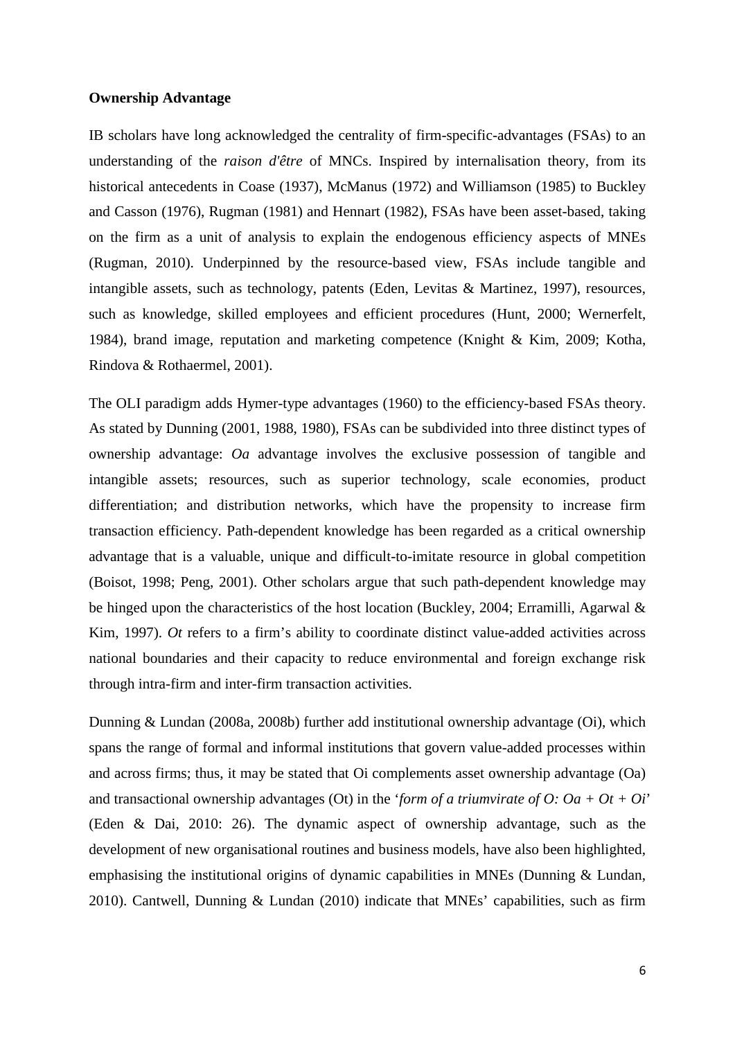**Ownership Advantage**

IB scholars have long acknowledged the centrality of firm-specific-advantages (FSAs) to an understanding of the *raison d'être* of MNCs. Inspired by internalisation theory, from its historical antecedents in Coase (1937), McManus (1972) and Williamson (1985) to Buckley and Casson (1976), Rugman (1981) and Hennart (1982), FSAs have been asset-based, taking on the firm as a unit of analysis to explain the endogenous efficiency aspects of MNEs (Rugman, 2010). Underpinned by the resource-based view, FSAs include tangible and intangible assets, such as technology, patents (Eden, Levitas & Martinez, 1997), resources, such as knowledge, skilled employees and efficient procedures (Hunt, 2000; Wernerfelt, 1984), brand image, reputation and marketing competence (Knight & Kim, 2009; Kotha, Rindova & Rothaermel, 2001).

The OLI paradigm adds Hymer-type advantages (1960) to the efficiency-based FSAs theory. As stated by Dunning (2001, 1988, 1980), FSAs can be subdivided into three distinct types of ownership advantage: *Oa* advantage involves the exclusive possession of tangible and intangible assets; resources, such as superior technology, scale economies, product differentiation; and distribution networks, which have the propensity to increase firm transaction efficiency. Path-dependent knowledge has been regarded as a critical ownership advantage that is a valuable, unique and difficult-to-imitate resource in global competition (Boisot, 1998; Peng, 2001). Other scholars argue that such path-dependent knowledge may be hinged upon the characteristics of the host location (Buckley, 2004; Erramilli, Agarwal & Kim, 1997). *Ot* refers to a firm's ability to coordinate distinct value-added activities across national boundaries and their capacity to reduce environmental and foreign exchange risk through intra-firm and inter-firm transaction activities.

Dunning & Lundan (2008a, 2008b) further add institutional ownership advantage (Oi), which spans the range of formal and informal institutions that govern value-added processes within and across firms; thus, it may be stated that Oi complements asset ownership advantage (Oa) and transactional ownership advantages (Ot) in the '*form of a triumvirate of O: Oa + Ot + Oi*' (Eden & Dai, 2010: 26). The dynamic aspect of ownership advantage, such as the development of new organisational routines and business models, have also been highlighted, emphasising the institutional origins of dynamic capabilities in MNEs (Dunning & Lundan, 2010). Cantwell, Dunning & Lundan (2010) indicate that MNEs' capabilities, such as firm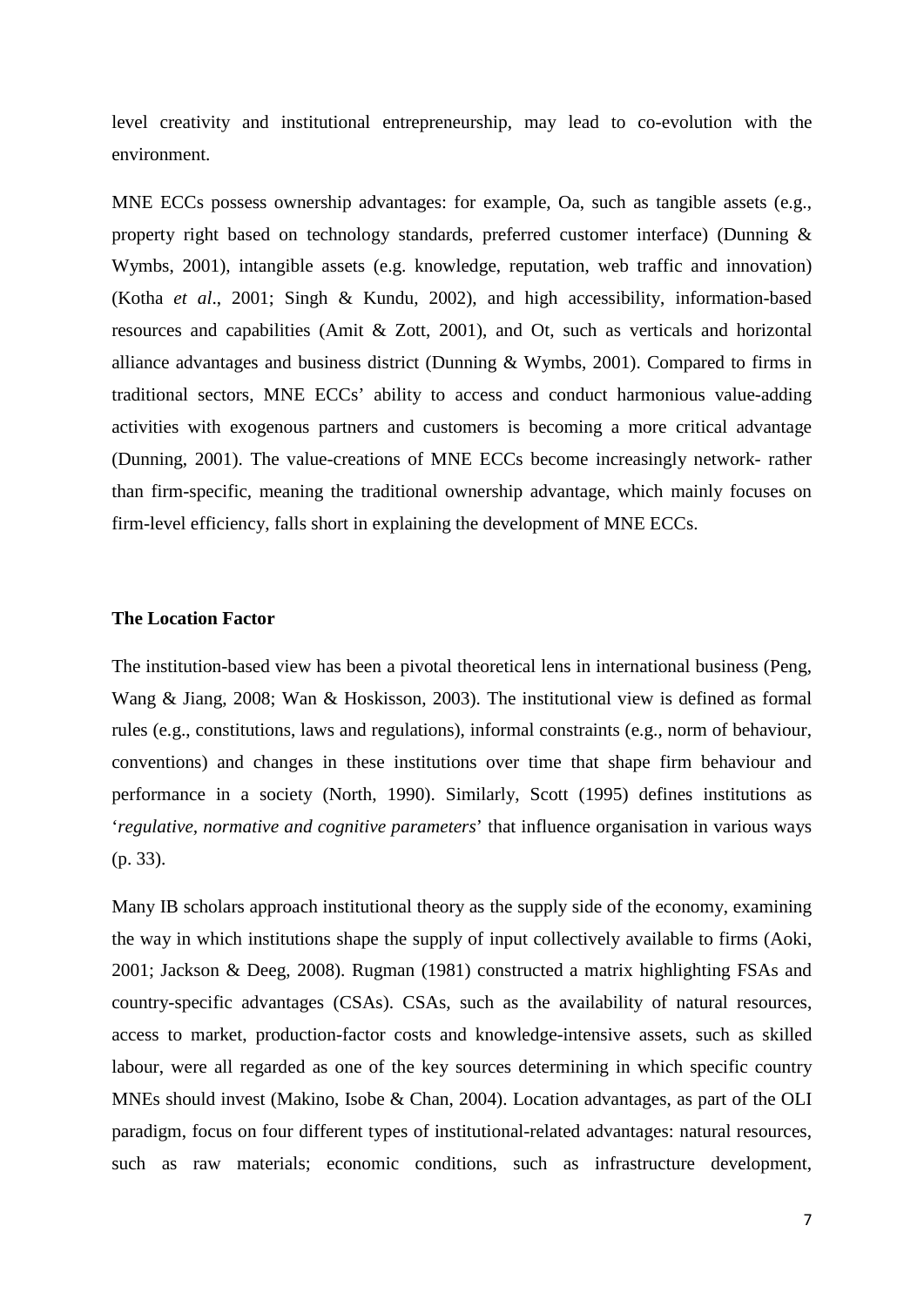level creativity and institutional entrepreneurship, may lead to co-evolution with the environment.

MNE ECCs possess ownership advantages: for example, Oa, such as tangible assets (e.g., property right based on technology standards, preferred customer interface) (Dunning & Wymbs, 2001), intangible assets (e.g. knowledge, reputation, web traffic and innovation) (Kotha *et al*., 2001; Singh & Kundu, 2002), and high accessibility, information-based resources and capabilities (Amit & Zott, 2001), and Ot, such as verticals and horizontal alliance advantages and business district (Dunning & Wymbs, 2001). Compared to firms in traditional sectors, MNE ECCs' ability to access and conduct harmonious value-adding activities with exogenous partners and customers is becoming a more critical advantage (Dunning, 2001). The value-creations of MNE ECCs become increasingly network- rather than firm-specific, meaning the traditional ownership advantage, which mainly focuses on firm-level efficiency, falls short in explaining the development of MNE ECCs.

**The Location Factor**

The institution-based view has been a pivotal theoretical lens in international business (Peng, Wang & Jiang, 2008; Wan & Hoskisson, 2003). The institutional view is defined as formal rules (e.g., constitutions, laws and regulations), informal constraints (e.g., norm of behaviour, conventions) and changes in these institutions over time that shape firm behaviour and performance in a society (North, 1990). Similarly, Scott (1995) defines institutions as '*regulative, normative and cognitive parameters*' that influence organisation in various ways (p. 33).

Many IB scholars approach institutional theory as the supply side of the economy, examining the way in which institutions shape the supply of input collectively available to firms (Aoki, 2001; Jackson & Deeg, 2008). Rugman (1981) constructed a matrix highlighting FSAs and country-specific advantages (CSAs). CSAs, such as the availability of natural resources, access to market, production-factor costs and knowledge-intensive assets, such as skilled labour, were all regarded as one of the key sources determining in which specific country MNEs should invest (Makino, Isobe & Chan, 2004). Location advantages, as part of the OLI paradigm, focus on four different types of institutional-related advantages: natural resources, such as raw materials; economic conditions, such as infrastructure development,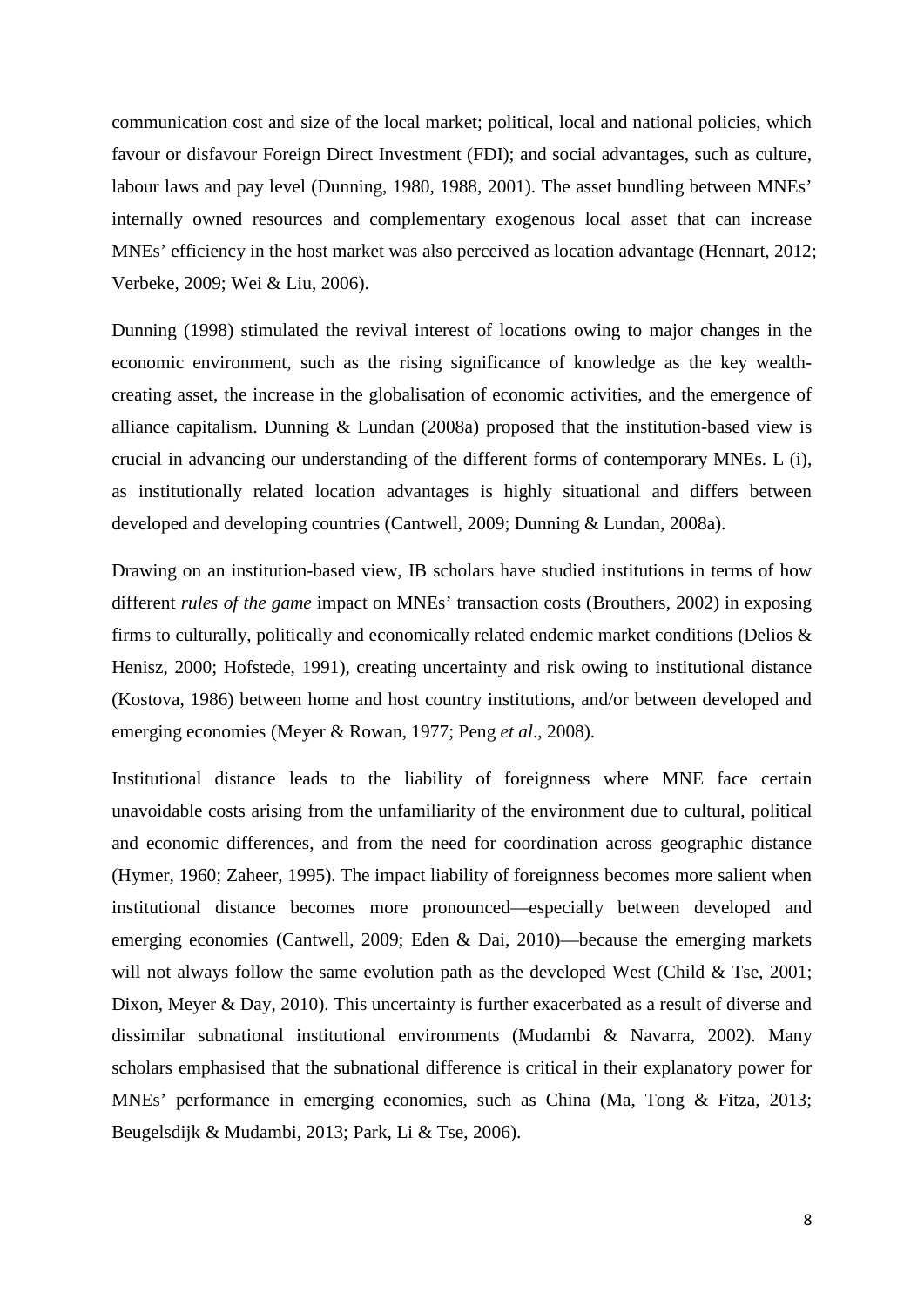communication cost and size of the local market; political, local and national policies, which favour or disfavour Foreign Direct Investment (FDI); and social advantages, such as culture, labour laws and pay level (Dunning, 1980, 1988, 2001). The asset bundling between MNEs' internally owned resources and complementary exogenous local asset that can increase MNEs' efficiency in the host market was also perceived as location advantage (Hennart, 2012; Verbeke, 2009; Wei & Liu, 2006).

Dunning (1998) stimulated the revival interest of locations owing to major changes in the economic environment, such as the rising significance of knowledge as the key wealth-creating asset, the increase in the globalisation of economic activities, and the emergence of alliance capitalism. Dunning & Lundan (2008a) proposed that the institution-based view is crucial in advancing our understanding of the different forms of contemporary MNEs. L (i), as institutionally related location advantages is highly situational and differs between developed and developing countries (Cantwell, 2009; Dunning & Lundan, 2008a).

Drawing on an institution-based view, IB scholars have studied institutions in terms of how different *rules of the game* impact on MNEs' transaction costs (Brouthers, 2002) in exposing firms to culturally, politically and economically related endemic market conditions (Delios & Henisz, 2000; Hofstede, 1991), creating uncertainty and risk owing to institutional distance (Kostova, 1986) between home and host country institutions, and/or between developed and emerging economies (Meyer & Rowan, 1977; Peng *et al*., 2008).

Institutional distance leads to the liability of foreignness where MNE face certain unavoidable costs arising from the unfamiliarity of the environment due to cultural, political and economic differences, and from the need for coordination across geographic distance (Hymer, 1960; Zaheer, 1995). The impact liability of foreignness becomes more salient when institutional distance becomes more pronounced—especially between developed and emerging economies (Cantwell, 2009; Eden & Dai, 2010)—because the emerging markets will not always follow the same evolution path as the developed West (Child & Tse, 2001; Dixon, Meyer & Day, 2010). This uncertainty is further exacerbated as a result of diverse and dissimilar subnational institutional environments (Mudambi & Navarra, 2002). Many scholars emphasised that the subnational difference is critical in their explanatory power for MNEs' performance in emerging economies, such as China (Ma, Tong & Fitza, 2013; Beugelsdijk & Mudambi, 2013; Park, Li & Tse, 2006).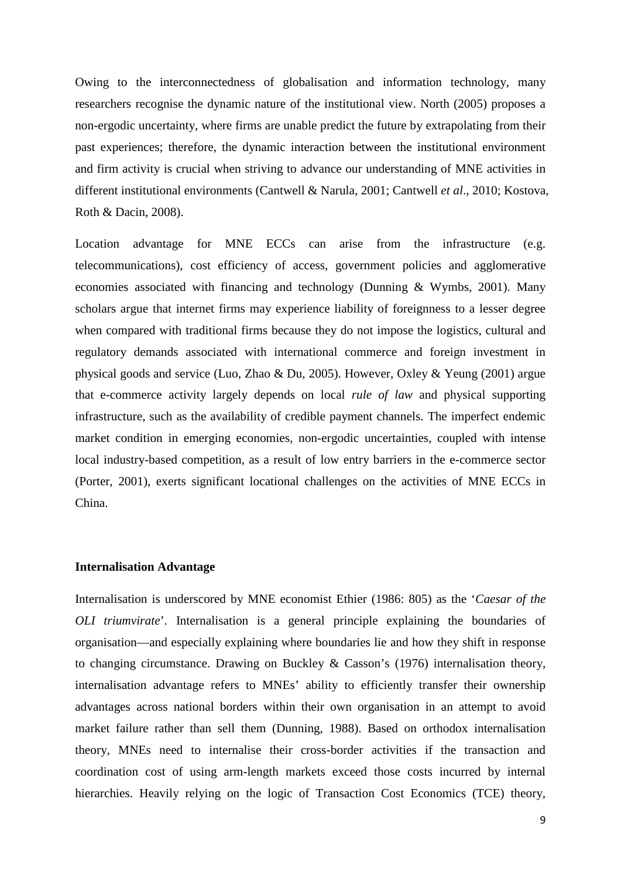Owing to the interconnectedness of globalisation and information technology, many researchers recognise the dynamic nature of the institutional view. North (2005) proposes a non-ergodic uncertainty, where firms are unable predict the future by extrapolating from their past experiences; therefore, the dynamic interaction between the institutional environment and firm activity is crucial when striving to advance our understanding of MNE activities in different institutional environments (Cantwell & Narula, 2001; Cantwell *et al*., 2010; Kostova, Roth & Dacin, 2008).

Location advantage for MNE ECCs can arise from the infrastructure (e.g. telecommunications), cost efficiency of access, government policies and agglomerative economies associated with financing and technology (Dunning & Wymbs, 2001). Many scholars argue that internet firms may experience liability of foreignness to a lesser degree when compared with traditional firms because they do not impose the logistics, cultural and regulatory demands associated with international commerce and foreign investment in physical goods and service (Luo, Zhao & Du, 2005). However, Oxley & Yeung (2001) argue that e-commerce activity largely depends on local *rule of law* and physical supporting infrastructure, such as the availability of credible payment channels. The imperfect endemic market condition in emerging economies, non-ergodic uncertainties, coupled with intense local industry-based competition, as a result of low entry barriers in the e-commerce sector (Porter, 2001), exerts significant locational challenges on the activities of MNE ECCs in China.

**Internalisation Advantage**

Internalisation is underscored by MNE economist Ethier (1986: 805) as the '*Caesar of the OLI triumvirate*'. Internalisation is a general principle explaining the boundaries of organisation—and especially explaining where boundaries lie and how they shift in response to changing circumstance. Drawing on Buckley & Casson's (1976) internalisation theory, internalisation advantage refers to MNEs' ability to efficiently transfer their ownership advantages across national borders within their own organisation in an attempt to avoid market failure rather than sell them (Dunning, 1988). Based on orthodox internalisation theory, MNEs need to internalise their cross-border activities if the transaction and coordination cost of using arm-length markets exceed those costs incurred by internal hierarchies. Heavily relying on the logic of Transaction Cost Economics (TCE) theory,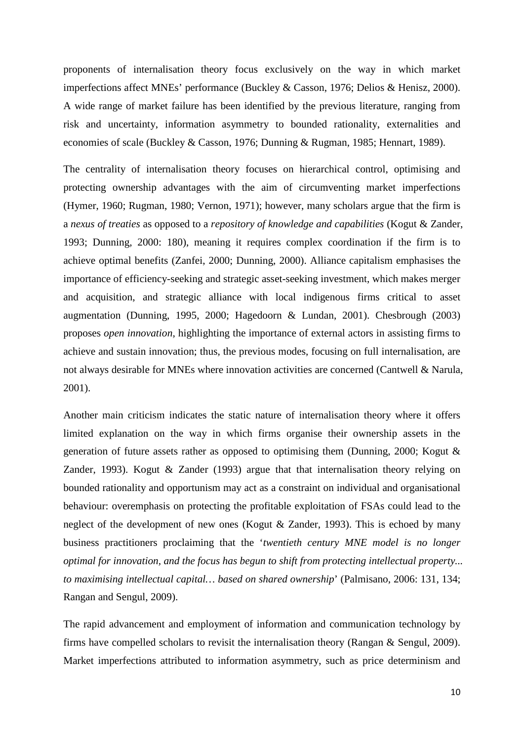proponents of internalisation theory focus exclusively on the way in which market imperfections affect MNEs' performance (Buckley & Casson, 1976; Delios & Henisz, 2000). A wide range of market failure has been identified by the previous literature, ranging from risk and uncertainty, information asymmetry to bounded rationality, externalities and economies of scale (Buckley & Casson, 1976; Dunning & Rugman, 1985; Hennart, 1989).

The centrality of internalisation theory focuses on hierarchical control, optimising and protecting ownership advantages with the aim of circumventing market imperfections (Hymer, 1960; Rugman, 1980; Vernon, 1971); however, many scholars argue that the firm is a *nexus of treaties* as opposed to a *repository of knowledge and capabilities* (Kogut & Zander, 1993; Dunning, 2000: 180), meaning it requires complex coordination if the firm is to achieve optimal benefits (Zanfei, 2000; Dunning, 2000). Alliance capitalism emphasises the importance of efficiency-seeking and strategic asset-seeking investment, which makes merger and acquisition, and strategic alliance with local indigenous firms critical to asset augmentation (Dunning, 1995, 2000; Hagedoorn & Lundan, 2001). Chesbrough (2003) proposes *open innovation*, highlighting the importance of external actors in assisting firms to achieve and sustain innovation; thus, the previous modes, focusing on full internalisation, are not always desirable for MNEs where innovation activities are concerned (Cantwell & Narula, 2001).

Another main criticism indicates the static nature of internalisation theory where it offers limited explanation on the way in which firms organise their ownership assets in the generation of future assets rather as opposed to optimising them (Dunning, 2000; Kogut & Zander, 1993). Kogut & Zander (1993) argue that that internalisation theory relying on bounded rationality and opportunism may act as a constraint on individual and organisational behaviour: overemphasis on protecting the profitable exploitation of FSAs could lead to the neglect of the development of new ones (Kogut & Zander, 1993). This is echoed by many business practitioners proclaiming that the '*twentieth century MNE model is no longer optimal for innovation, and the focus has begun to shift from protecting intellectual property... to maximising intellectual capital… based on shared ownership*' (Palmisano, 2006: 131, 134; Rangan and Sengul, 2009).

The rapid advancement and employment of information and communication technology by firms have compelled scholars to revisit the internalisation theory (Rangan & Sengul, 2009). Market imperfections attributed to information asymmetry, such as price determinism and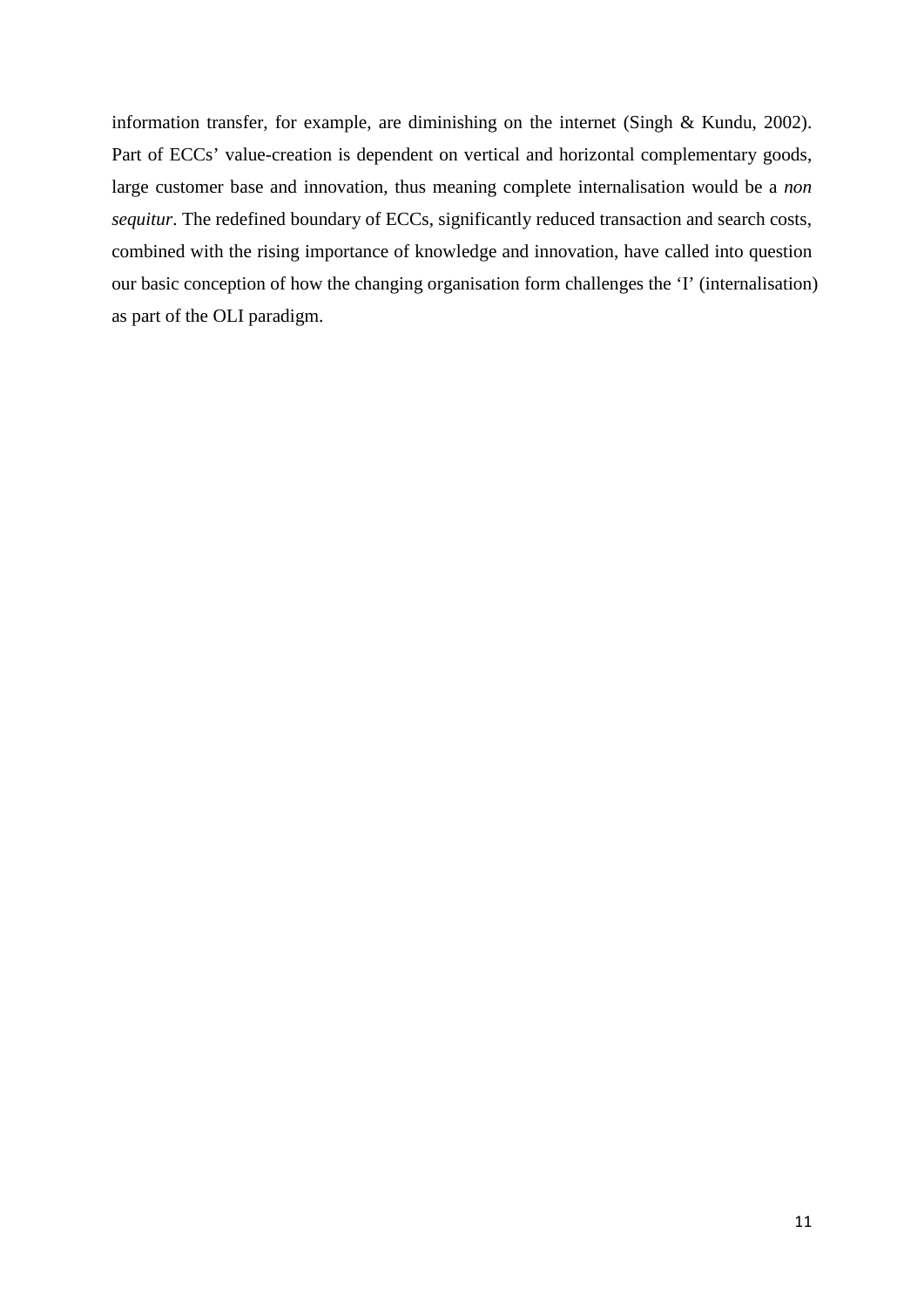information transfer, for example, are diminishing on the internet (Singh & Kundu, 2002). Part of ECCs' value-creation is dependent on vertical and horizontal complementary goods, large customer base and innovation, thus meaning complete internalisation would be a *non sequitur*. The redefined boundary of ECCs, significantly reduced transaction and search costs, combined with the rising importance of knowledge and innovation, have called into question our basic conception of how the changing organisation form challenges the 'I' (internalisation) as part of the OLI paradigm.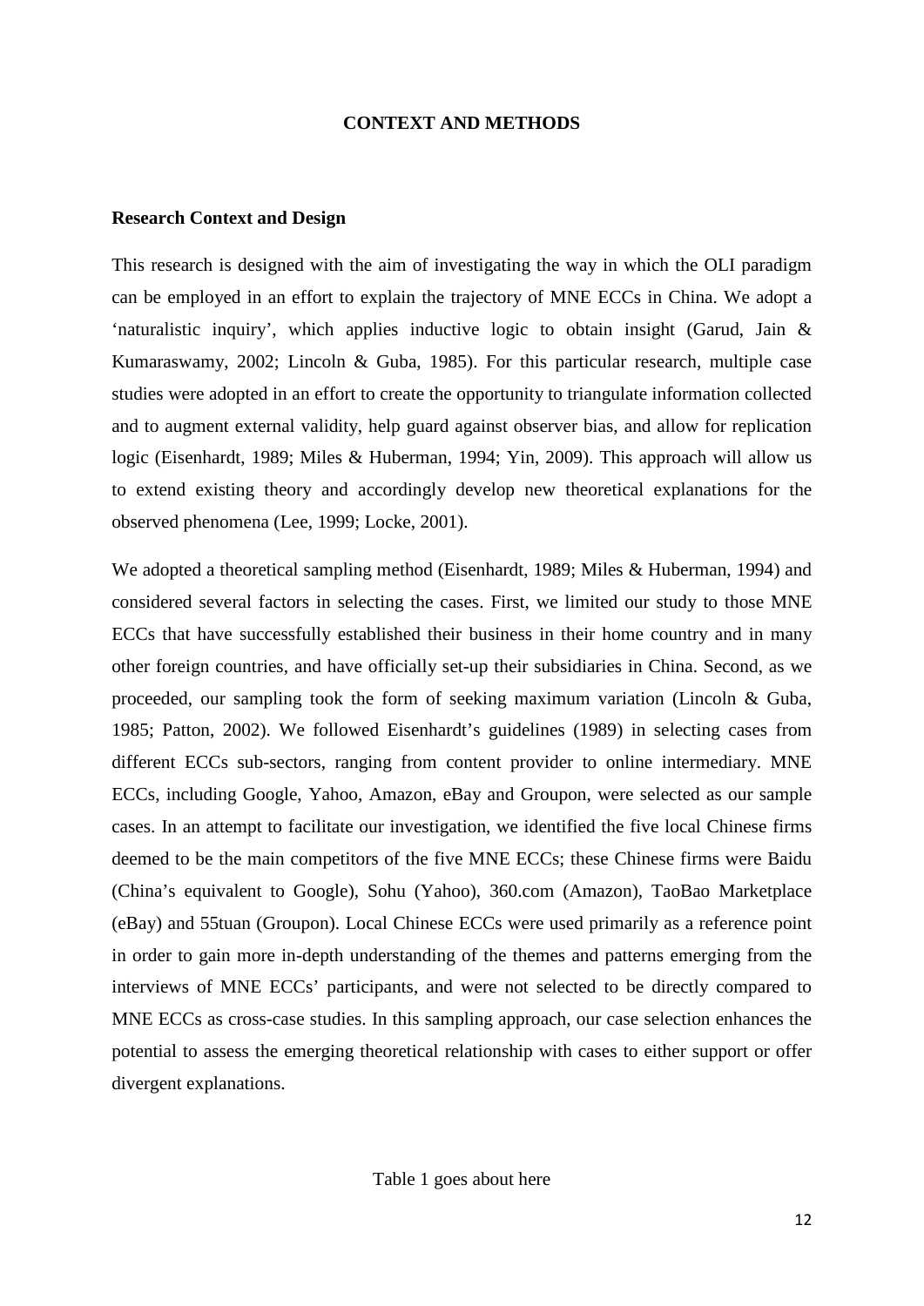## CONTEXT AND METHODS

### Research Context and Design

This research is designed with the aim of investigating the way in which the OLI paradigm can be employed in an effort to explain the trajectory of MNE ECCs in China. We adopt a 'naturalistic inquiry', which applies inductive logic to obtain insight (Garud, Jain & Kumaraswamy, 2002; Lincoln & Guba, 1985). For this particular research, multiple case studies were adopted in an effort to create the opportunity to triangulate information collected and to augment external validity, help guard against observer bias, and allow for replication logic (Eisenhardt, 1989; Miles & Huberman, 1994; Yin, 2009). This approach will allow us to extend existing theory and accordingly develop new theoretical explanations for the observed phenomena (Lee, 1999; Locke, 2001).

We adopted a theoretical sampling method (Eisenhardt, 1989; Miles & Huberman, 1994) and considered several factors in selecting the cases. First, we limited our study to those MNE ECCs that have successfully established their business in their home country and in many other foreign countries, and have officially set-up their subsidiaries in China. Second, as we proceeded, our sampling took the form of seeking maximum variation (Lincoln & Guba, 1985; Patton, 2002). We followed Eisenhardt's guidelines (1989) in selecting cases from different ECCs sub-sectors, ranging from content provider to online intermediary. MNE ECCs, including Google, Yahoo, Amazon, eBay and Groupon, were selected as our sample cases. In an attempt to facilitate our investigation, we identified the five local Chinese firms deemed to be the main competitors of the five MNE ECCs; these Chinese firms were Baidu (China's equivalent to Google), Sohu (Yahoo), 360.com (Amazon), TaoBao Marketplace (eBay) and 55tuan (Groupon). Local Chinese ECCs were used primarily as a reference point in order to gain more in-depth understanding of the themes and patterns emerging from the interviews of MNE ECCs' participants, and were not selected to be directly compared to MNE ECCs as cross-case studies. In this sampling approach, our case selection enhances the potential to assess the emerging theoretical relationship with cases to either support or offer divergent explanations.

Table 1 goes about here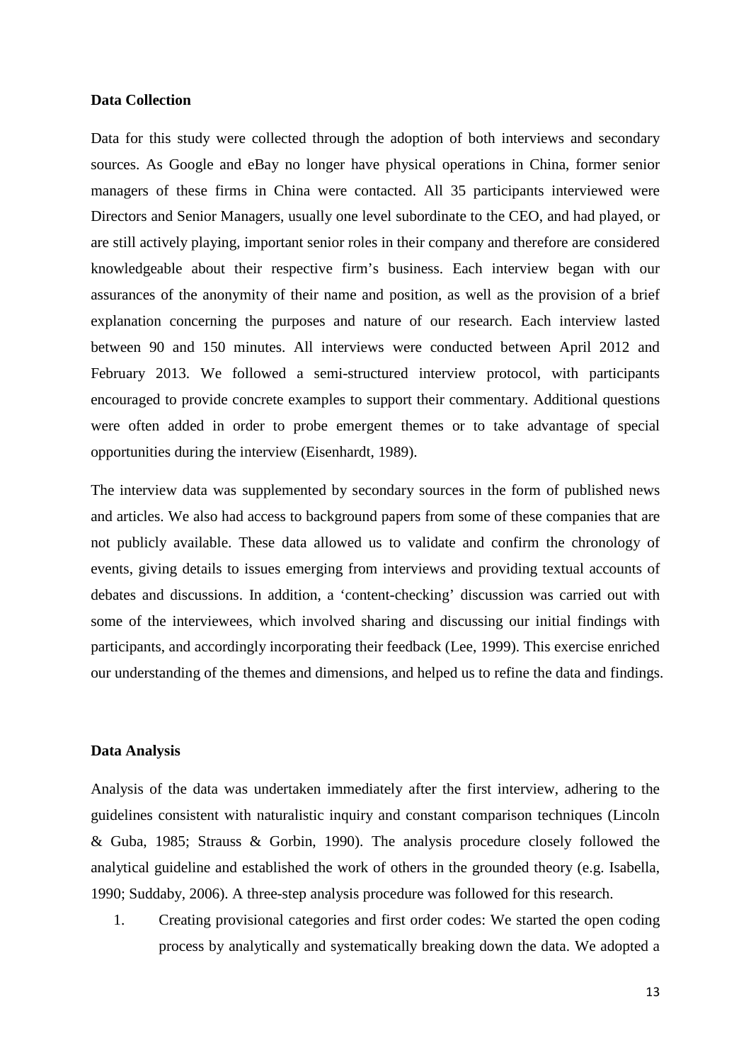**Data Collection**

Data for this study were collected through the adoption of both interviews and secondary sources. As Google and eBay no longer have physical operations in China, former senior managers of these firms in China were contacted. All 35 participants interviewed were Directors and Senior Managers, usually one level subordinate to the CEO, and had played, or are still actively playing, important senior roles in their company and therefore are considered knowledgeable about their respective firm's business. Each interview began with our assurances of the anonymity of their name and position, as well as the provision of a brief explanation concerning the purposes and nature of our research. Each interview lasted between 90 and 150 minutes. All interviews were conducted between April 2012 and February 2013. We followed a semi-structured interview protocol, with participants encouraged to provide concrete examples to support their commentary. Additional questions were often added in order to probe emergent themes or to take advantage of special opportunities during the interview (Eisenhardt, 1989).

The interview data was supplemented by secondary sources in the form of published news and articles. We also had access to background papers from some of these companies that are not publicly available. These data allowed us to validate and confirm the chronology of events, giving details to issues emerging from interviews and providing textual accounts of debates and discussions. In addition, a 'content-checking' discussion was carried out with some of the interviewees, which involved sharing and discussing our initial findings with participants, and accordingly incorporating their feedback (Lee, 1999). This exercise enriched our understanding of the themes and dimensions, and helped us to refine the data and findings.

**Data Analysis**

Analysis of the data was undertaken immediately after the first interview, adhering to the guidelines consistent with naturalistic inquiry and constant comparison techniques (Lincoln & Guba, 1985; Strauss & Gorbin, 1990). The analysis procedure closely followed the analytical guideline and established the work of others in the grounded theory (e.g. Isabella, 1990; Suddaby, 2006). A three-step analysis procedure was followed for this research.

1. Creating provisional categories and first order codes: We started the open coding process by analytically and systematically breaking down the data. We adopted a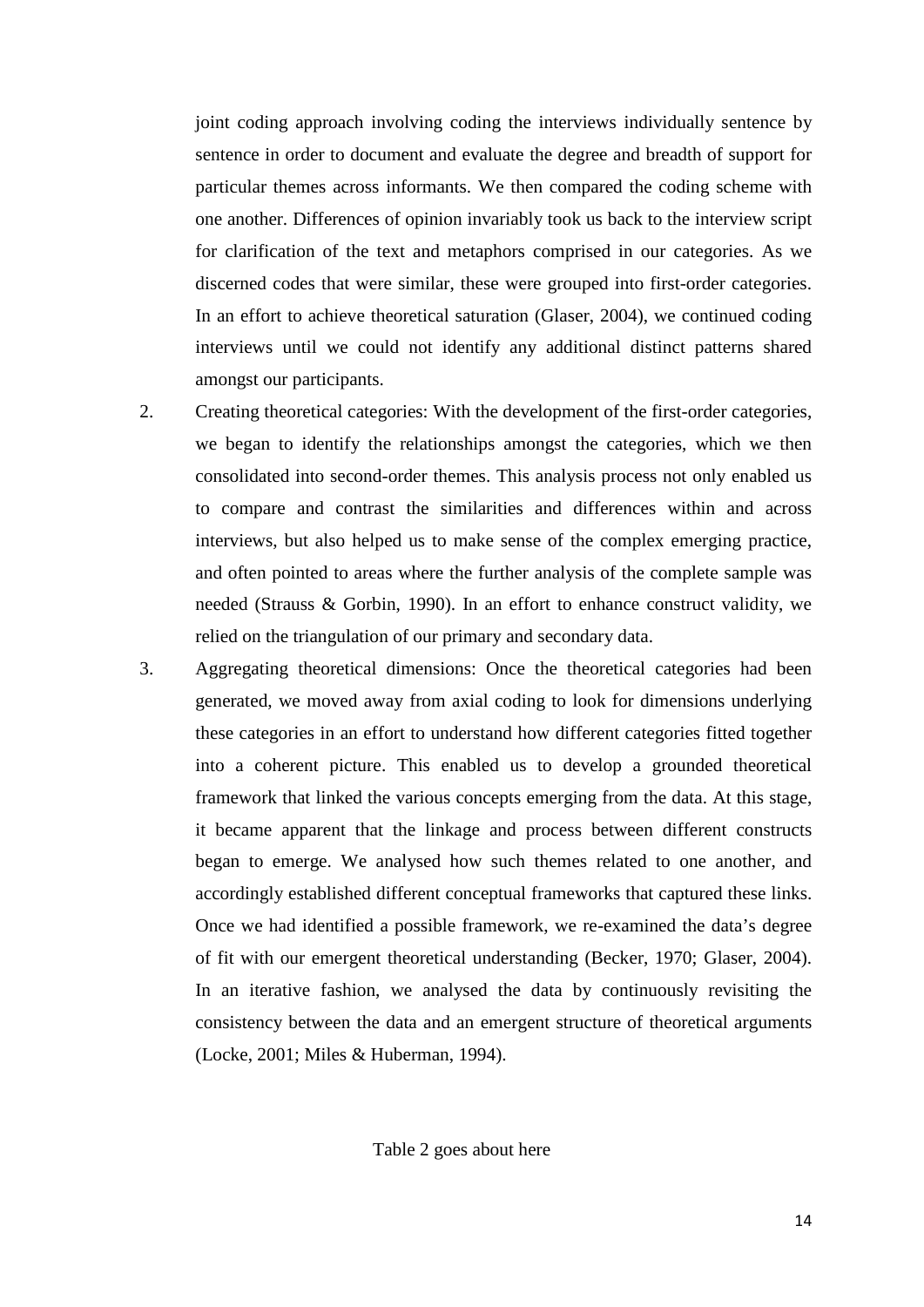joint coding approach involving coding the interviews individually sentence by sentence in order to document and evaluate the degree and breadth of support for particular themes across informants. We then compared the coding scheme with one another. Differences of opinion invariably took us back to the interview script for clarification of the text and metaphors comprised in our categories. As we discerned codes that were similar, these were grouped into first-order categories. In an effort to achieve theoretical saturation (Glaser, 2004), we continued coding interviews until we could not identify any additional distinct patterns shared amongst our participants.

2. Creating theoretical categories: With the development of the first-order categories, we began to identify the relationships amongst the categories, which we then consolidated into second-order themes. This analysis process not only enabled us to compare and contrast the similarities and differences within and across interviews, but also helped us to make sense of the complex emerging practice, and often pointed to areas where the further analysis of the complete sample was needed (Strauss & Gorbin, 1990). In an effort to enhance construct validity, we relied on the triangulation of our primary and secondary data.

3. Aggregating theoretical dimensions: Once the theoretical categories had been generated, we moved away from axial coding to look for dimensions underlying these categories in an effort to understand how different categories fitted together into a coherent picture. This enabled us to develop a grounded theoretical framework that linked the various concepts emerging from the data. At this stage, it became apparent that the linkage and process between different constructs began to emerge. We analysed how such themes related to one another, and accordingly established different conceptual frameworks that captured these links. Once we had identified a possible framework, we re-examined the data's degree of fit with our emergent theoretical understanding (Becker, 1970; Glaser, 2004). In an iterative fashion, we analysed the data by continuously revisiting the consistency between the data and an emergent structure of theoretical arguments (Locke, 2001; Miles & Huberman, 1994).

Table 2 goes about here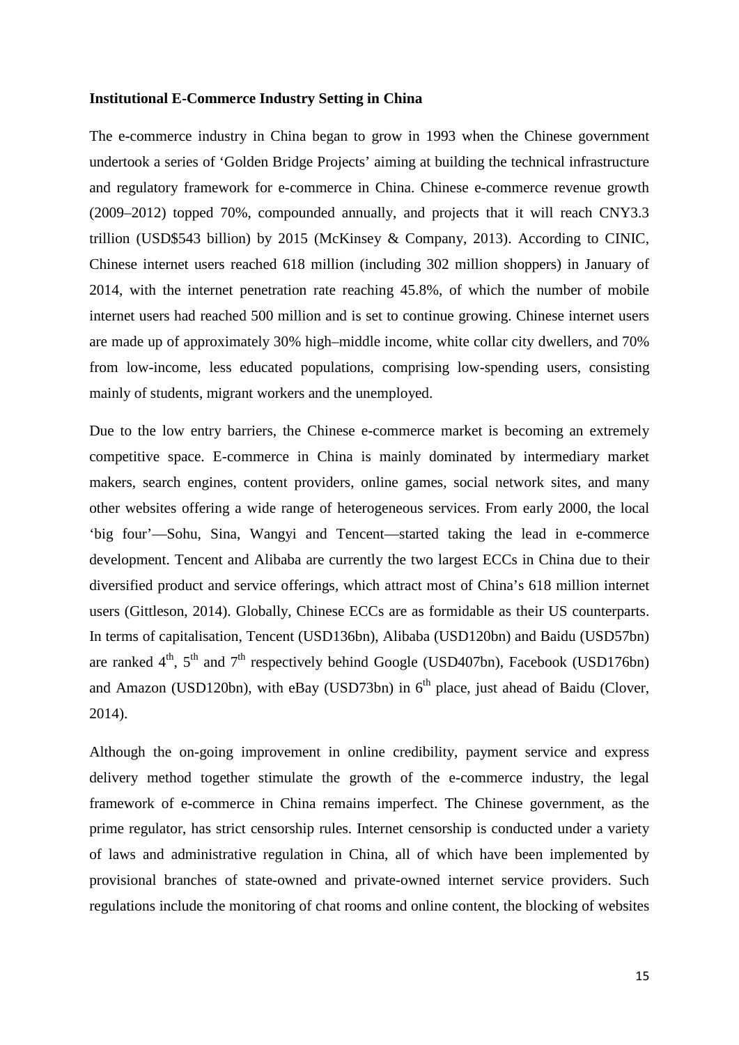**Institutional E-Commerce Industry Setting in China**

The e-commerce industry in China began to grow in 1993 when the Chinese government undertook a series of 'Golden Bridge Projects' aiming at building the technical infrastructure and regulatory framework for e-commerce in China. Chinese e-commerce revenue growth (2009–2012) topped 70%, compounded annually, and projects that it will reach CNY3.3 trillion (USD$543 billion) by 2015 (McKinsey & Company, 2013). According to CINIC, Chinese internet users reached 618 million (including 302 million shoppers) in January of 2014, with the internet penetration rate reaching 45.8%, of which the number of mobile internet users had reached 500 million and is set to continue growing. Chinese internet users are made up of approximately 30% high–middle income, white collar city dwellers, and 70% from low-income, less educated populations, comprising low-spending users, consisting mainly of students, migrant workers and the unemployed.

Due to the low entry barriers, the Chinese e-commerce market is becoming an extremely competitive space. E-commerce in China is mainly dominated by intermediary market makers, search engines, content providers, online games, social network sites, and many other websites offering a wide range of heterogeneous services. From early 2000, the local 'big four'—Sohu, Sina, Wangyi and Tencent—started taking the lead in e-commerce development. Tencent and Alibaba are currently the two largest ECCs in China due to their diversified product and service offerings, which attract most of China's 618 million internet users (Gittleson, 2014). Globally, Chinese ECCs are as formidable as their US counterparts. In terms of capitalisation, Tencent (USD136bn), Alibaba (USD120bn) and Baidu (USD57bn) are ranked 4th, 5th and 7th respectively behind Google (USD407bn), Facebook (USD176bn) and Amazon (USD120bn), with eBay (USD73bn) in 6th place, just ahead of Baidu (Clover, 2014).

Although the on-going improvement in online credibility, payment service and express delivery method together stimulate the growth of the e-commerce industry, the legal framework of e-commerce in China remains imperfect. The Chinese government, as the prime regulator, has strict censorship rules. Internet censorship is conducted under a variety of laws and administrative regulation in China, all of which have been implemented by provisional branches of state-owned and private-owned internet service providers. Such regulations include the monitoring of chat rooms and online content, the blocking of websites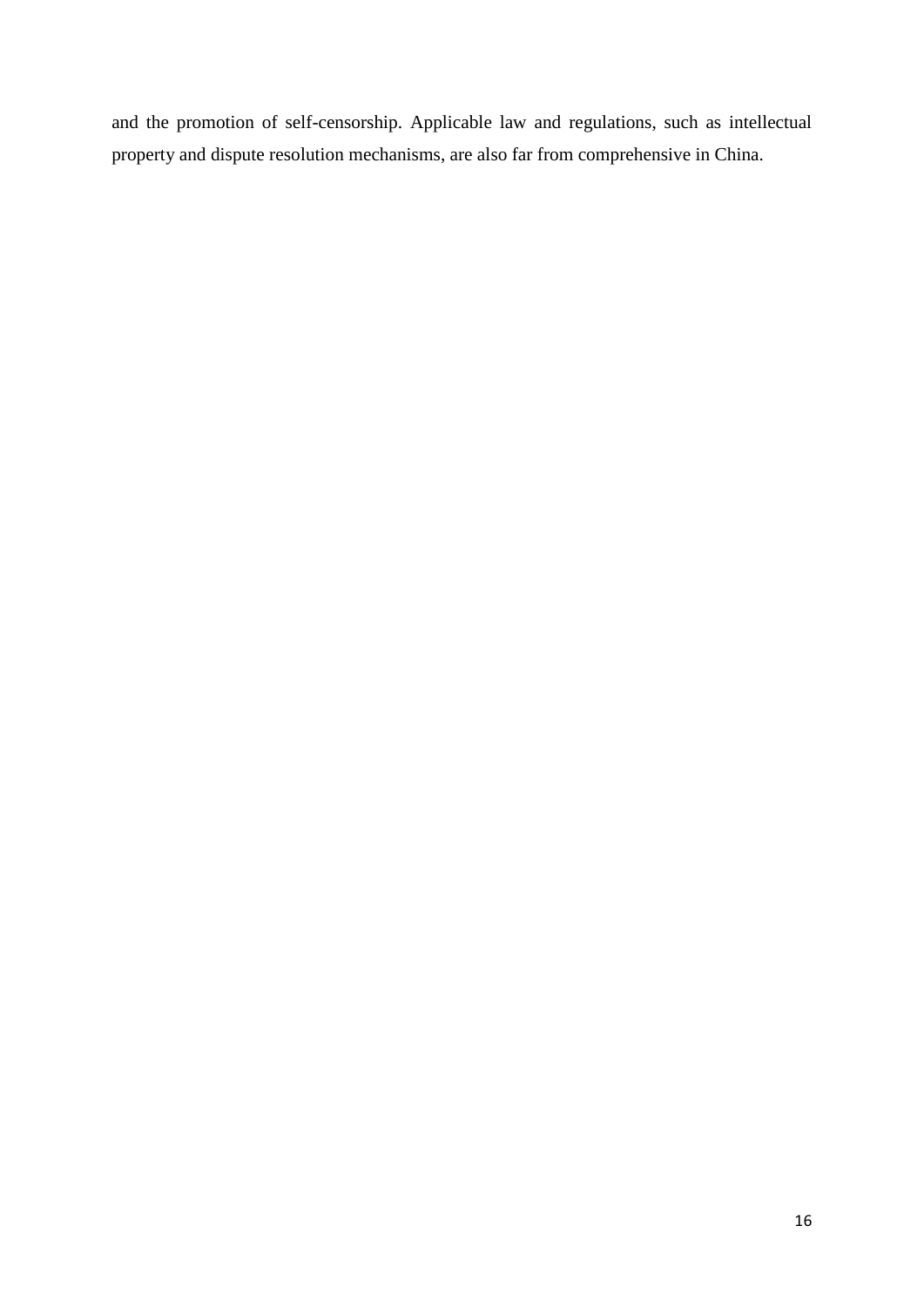and the promotion of self-censorship. Applicable law and regulations, such as intellectual property and dispute resolution mechanisms, are also far from comprehensive in China.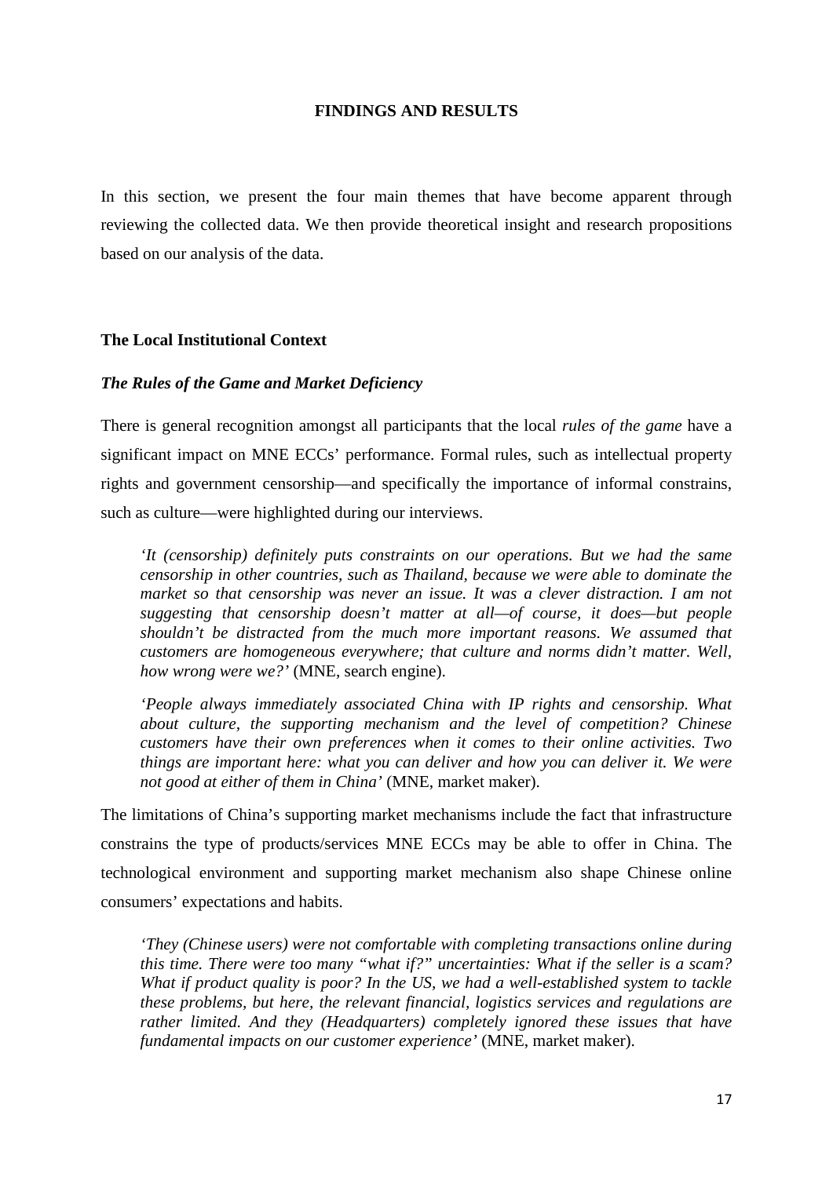## FINDINGS AND RESULTS

In this section, we present the four main themes that have become apparent through reviewing the collected data. We then provide theoretical insight and research propositions based on our analysis of the data.

### The Local Institutional Context

#### *The Rules of the Game and Market Deficiency*

There is general recognition amongst all participants that the local *rules of the game* have a significant impact on MNE ECCs' performance. Formal rules, such as intellectual property rights and government censorship—and specifically the importance of informal constrains, such as culture—were highlighted during our interviews.

> *'It (censorship) definitely puts constraints on our operations. But we had the same censorship in other countries, such as Thailand, because we were able to dominate the market so that censorship was never an issue. It was a clever distraction. I am not suggesting that censorship doesn't matter at all—of course, it does—but people shouldn't be distracted from the much more important reasons. We assumed that customers are homogeneous everywhere; that culture and norms didn't matter. Well, how wrong were we?'* (MNE, search engine).

> *'People always immediately associated China with IP rights and censorship. What about culture, the supporting mechanism and the level of competition? Chinese customers have their own preferences when it comes to their online activities. Two things are important here: what you can deliver and how you can deliver it. We were not good at either of them in China'* (MNE, market maker).

The limitations of China's supporting market mechanisms include the fact that infrastructure constrains the type of products/services MNE ECCs may be able to offer in China. The technological environment and supporting market mechanism also shape Chinese online consumers' expectations and habits.

> *'They (Chinese users) were not comfortable with completing transactions online during this time. There were too many "what if?" uncertainties: What if the seller is a scam? What if product quality is poor? In the US, we had a well-established system to tackle these problems, but here, the relevant financial, logistics services and regulations are rather limited. And they (Headquarters) completely ignored these issues that have fundamental impacts on our customer experience'* (MNE, market maker).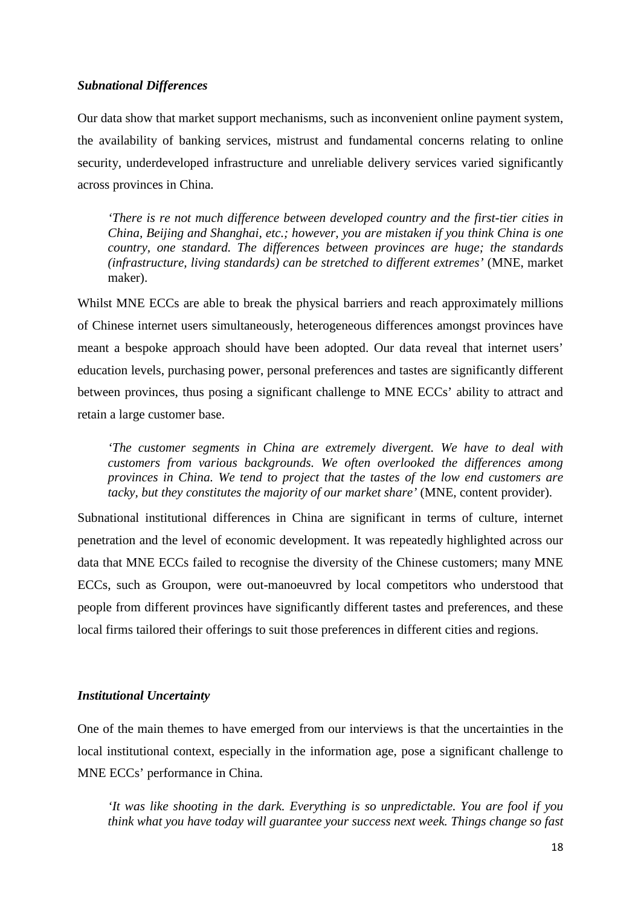### *Subnational Differences*

Our data show that market support mechanisms, such as inconvenient online payment system, the availability of banking services, mistrust and fundamental concerns relating to online security, underdeveloped infrastructure and unreliable delivery services varied significantly across provinces in China.

> *'There is re not much difference between developed country and the first-tier cities in China, Beijing and Shanghai, etc.; however, you are mistaken if you think China is one country, one standard. The differences between provinces are huge; the standards (infrastructure, living standards) can be stretched to different extremes'* (MNE, market maker).

Whilst MNE ECCs are able to break the physical barriers and reach approximately millions of Chinese internet users simultaneously, heterogeneous differences amongst provinces have meant a bespoke approach should have been adopted. Our data reveal that internet users' education levels, purchasing power, personal preferences and tastes are significantly different between provinces, thus posing a significant challenge to MNE ECCs' ability to attract and retain a large customer base.

> *'The customer segments in China are extremely divergent. We have to deal with customers from various backgrounds. We often overlooked the differences among provinces in China. We tend to project that the tastes of the low end customers are tacky, but they constitutes the majority of our market share'* (MNE, content provider).

Subnational institutional differences in China are significant in terms of culture, internet penetration and the level of economic development. It was repeatedly highlighted across our data that MNE ECCs failed to recognise the diversity of the Chinese customers; many MNE ECCs, such as Groupon, were out-manoeuvred by local competitors who understood that people from different provinces have significantly different tastes and preferences, and these local firms tailored their offerings to suit those preferences in different cities and regions.

### *Institutional Uncertainty*

One of the main themes to have emerged from our interviews is that the uncertainties in the local institutional context, especially in the information age, pose a significant challenge to MNE ECCs' performance in China.

> *'It was like shooting in the dark. Everything is so unpredictable. You are fool if you think what you have today will guarantee your success next week. Things change so fast*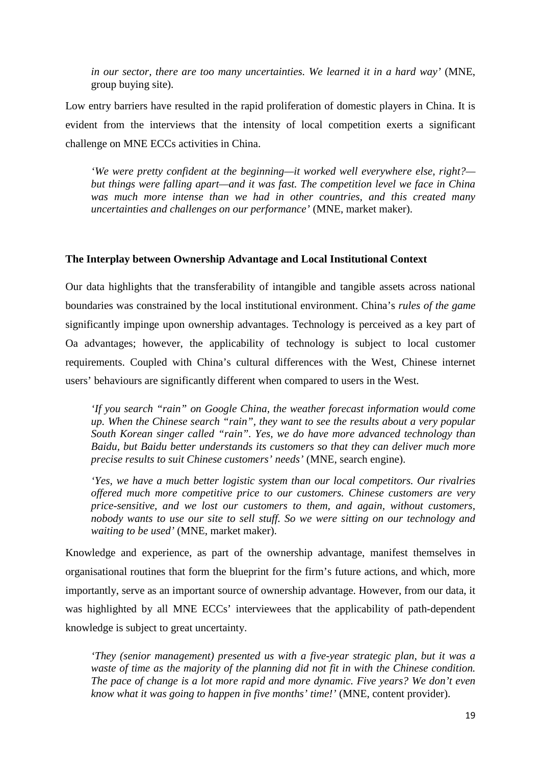*in our sector, there are too many uncertainties. We learned it in a hard way'* (MNE, group buying site).

Low entry barriers have resulted in the rapid proliferation of domestic players in China. It is evident from the interviews that the intensity of local competition exerts a significant challenge on MNE ECCs activities in China.

> *'We were pretty confident at the beginning—it worked well everywhere else, right?—but things were falling apart—and it was fast. The competition level we face in China was much more intense than we had in other countries, and this created many uncertainties and challenges on our performance'* (MNE, market maker).

**The Interplay between Ownership Advantage and Local Institutional Context**

Our data highlights that the transferability of intangible and tangible assets across national boundaries was constrained by the local institutional environment. China's *rules of the game* significantly impinge upon ownership advantages. Technology is perceived as a key part of Oa advantages; however, the applicability of technology is subject to local customer requirements. Coupled with China's cultural differences with the West, Chinese internet users' behaviours are significantly different when compared to users in the West.

> *'If you search "rain" on Google China, the weather forecast information would come up. When the Chinese search "rain", they want to see the results about a very popular South Korean singer called "rain". Yes, we do have more advanced technology than Baidu, but Baidu better understands its customers so that they can deliver much more precise results to suit Chinese customers' needs'* (MNE, search engine).

> *'Yes, we have a much better logistic system than our local competitors. Our rivalries offered much more competitive price to our customers. Chinese customers are very price-sensitive, and we lost our customers to them, and again, without customers, nobody wants to use our site to sell stuff. So we were sitting on our technology and waiting to be used'* (MNE, market maker).

Knowledge and experience, as part of the ownership advantage, manifest themselves in organisational routines that form the blueprint for the firm's future actions, and which, more importantly, serve as an important source of ownership advantage. However, from our data, it was highlighted by all MNE ECCs' interviewees that the applicability of path-dependent knowledge is subject to great uncertainty.

> *'They (senior management) presented us with a five-year strategic plan, but it was a waste of time as the majority of the planning did not fit in with the Chinese condition. The pace of change is a lot more rapid and more dynamic. Five years? We don't even know what it was going to happen in five months' time!'* (MNE, content provider).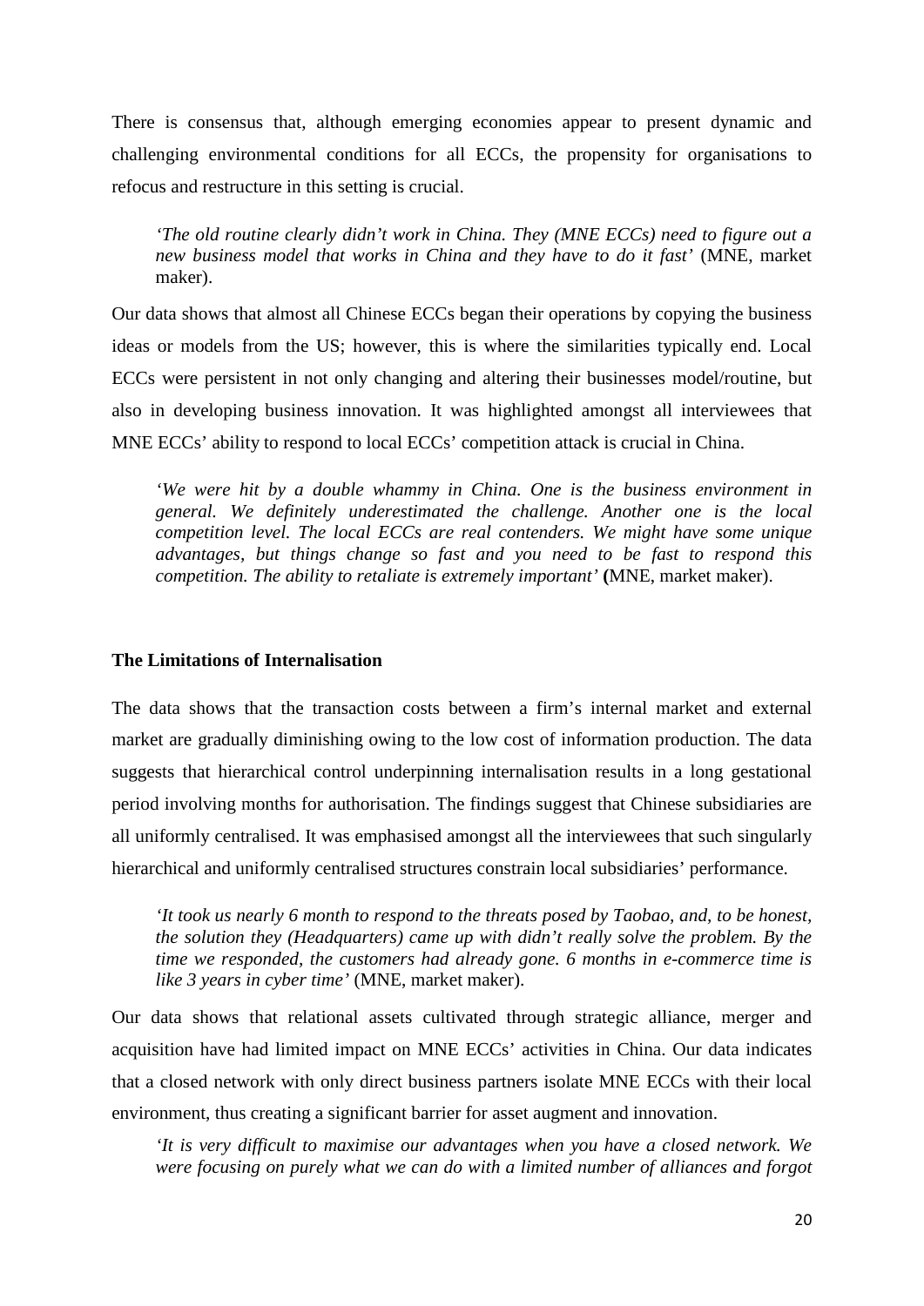There is consensus that, although emerging economies appear to present dynamic and challenging environmental conditions for all ECCs, the propensity for organisations to refocus and restructure in this setting is crucial.

> *'The old routine clearly didn't work in China. They (MNE ECCs) need to figure out a new business model that works in China and they have to do it fast'* (MNE, market maker).

Our data shows that almost all Chinese ECCs began their operations by copying the business ideas or models from the US; however, this is where the similarities typically end. Local ECCs were persistent in not only changing and altering their businesses model/routine, but also in developing business innovation. It was highlighted amongst all interviewees that MNE ECCs' ability to respond to local ECCs' competition attack is crucial in China.

> *'We were hit by a double whammy in China. One is the business environment in general. We definitely underestimated the challenge. Another one is the local competition level. The local ECCs are real contenders. We might have some unique advantages, but things change so fast and you need to be fast to respond this competition. The ability to retaliate is extremely important'* **(**MNE, market maker).

### The Limitations of Internalisation

The data shows that the transaction costs between a firm's internal market and external market are gradually diminishing owing to the low cost of information production. The data suggests that hierarchical control underpinning internalisation results in a long gestational period involving months for authorisation. The findings suggest that Chinese subsidiaries are all uniformly centralised. It was emphasised amongst all the interviewees that such singularly hierarchical and uniformly centralised structures constrain local subsidiaries' performance.

> *'It took us nearly 6 month to respond to the threats posed by Taobao, and, to be honest, the solution they (Headquarters) came up with didn't really solve the problem. By the time we responded, the customers had already gone. 6 months in e-commerce time is like 3 years in cyber time'* (MNE, market maker).

Our data shows that relational assets cultivated through strategic alliance, merger and acquisition have had limited impact on MNE ECCs' activities in China. Our data indicates that a closed network with only direct business partners isolate MNE ECCs with their local environment, thus creating a significant barrier for asset augment and innovation.

> *'It is very difficult to maximise our advantages when you have a closed network. We were focusing on purely what we can do with a limited number of alliances and forgot*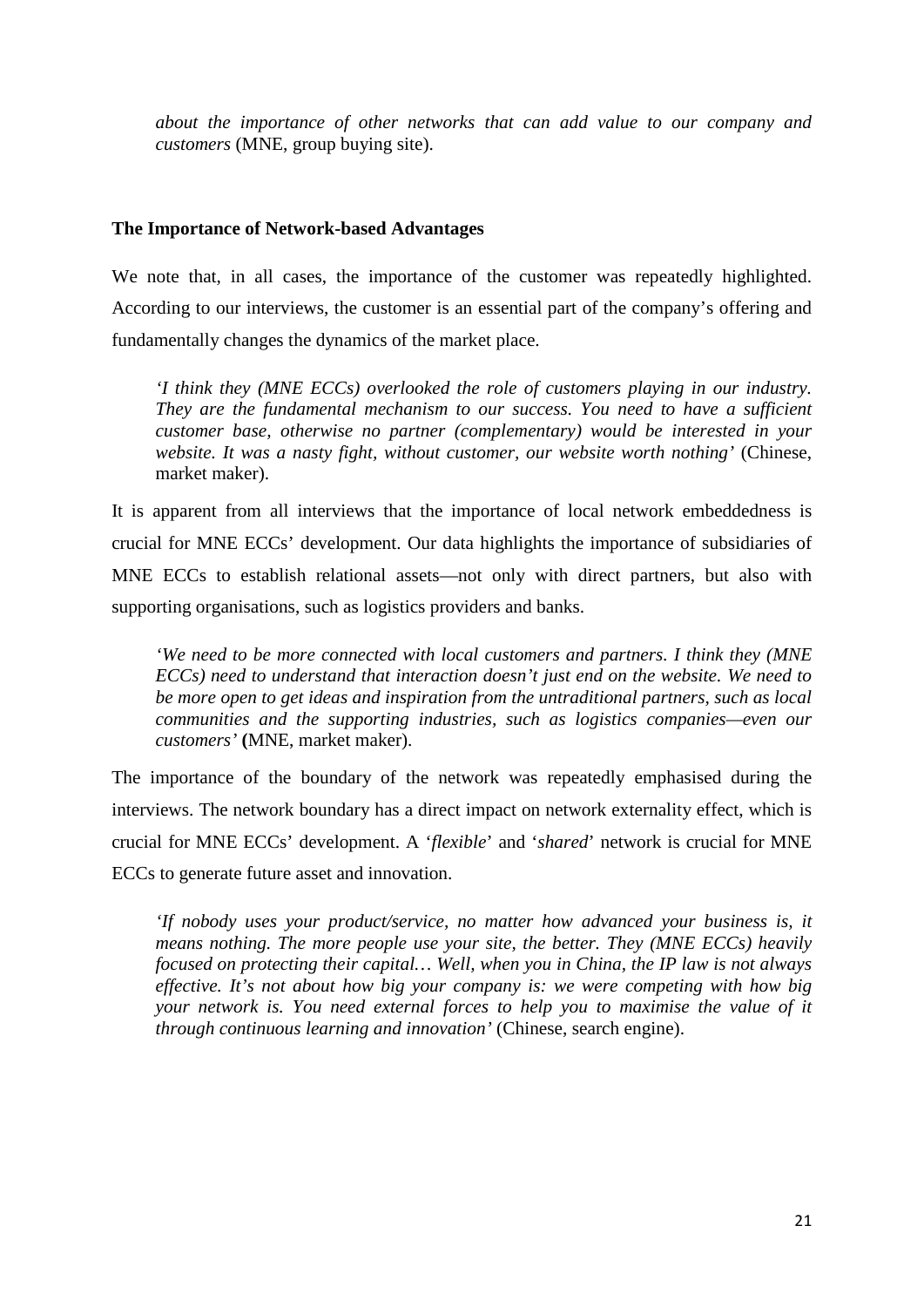*about the importance of other networks that can add value to our company and customers* (MNE, group buying site).

### The Importance of Network-based Advantages

We note that, in all cases, the importance of the customer was repeatedly highlighted. According to our interviews, the customer is an essential part of the company's offering and fundamentally changes the dynamics of the market place.

> *'I think they (MNE ECCs) overlooked the role of customers playing in our industry. They are the fundamental mechanism to our success. You need to have a sufficient customer base, otherwise no partner (complementary) would be interested in your website. It was a nasty fight, without customer, our website worth nothing'* (Chinese, market maker).

It is apparent from all interviews that the importance of local network embeddedness is crucial for MNE ECCs' development. Our data highlights the importance of subsidiaries of MNE ECCs to establish relational assets—not only with direct partners, but also with supporting organisations, such as logistics providers and banks.

> *'We need to be more connected with local customers and partners. I think they (MNE ECCs) need to understand that interaction doesn't just end on the website. We need to be more open to get ideas and inspiration from the untraditional partners, such as local communities and the supporting industries, such as logistics companies—even our customers'* **(**MNE, market maker).

The importance of the boundary of the network was repeatedly emphasised during the interviews. The network boundary has a direct impact on network externality effect, which is crucial for MNE ECCs' development. A '*flexible*' and '*shared*' network is crucial for MNE ECCs to generate future asset and innovation.

> *'If nobody uses your product/service, no matter how advanced your business is, it means nothing. The more people use your site, the better. They (MNE ECCs) heavily focused on protecting their capital… Well, when you in China, the IP law is not always effective. It's not about how big your company is: we were competing with how big your network is. You need external forces to help you to maximise the value of it through continuous learning and innovation'* (Chinese, search engine).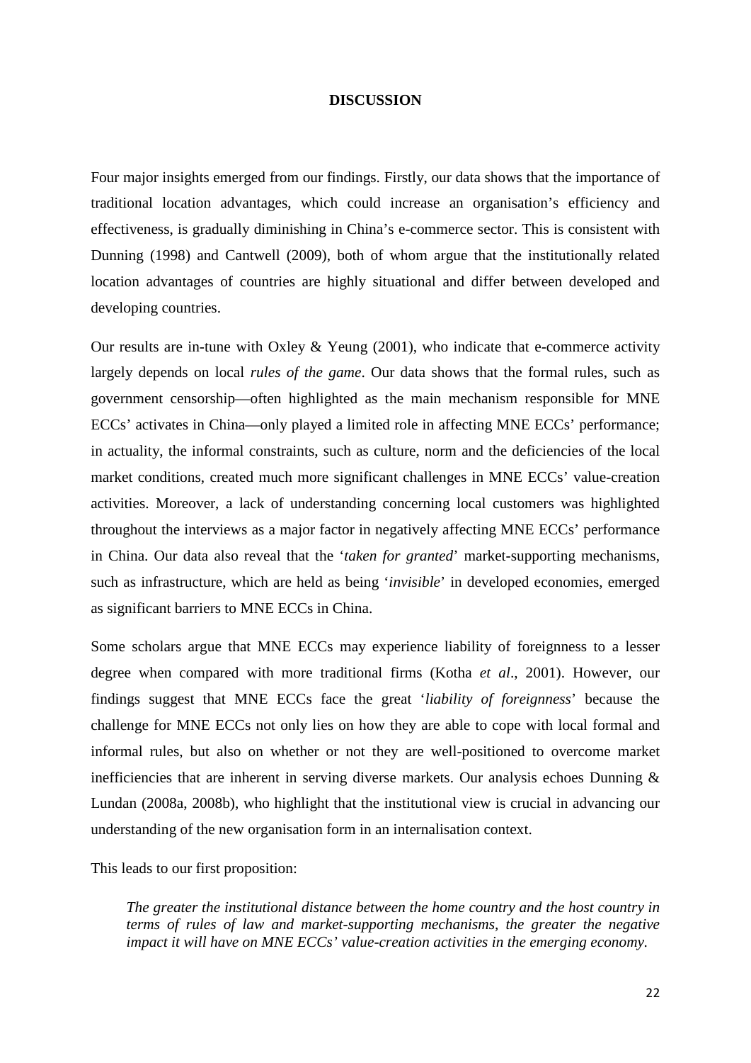## DISCUSSION

Four major insights emerged from our findings. Firstly, our data shows that the importance of traditional location advantages, which could increase an organisation's efficiency and effectiveness, is gradually diminishing in China's e-commerce sector. This is consistent with Dunning (1998) and Cantwell (2009), both of whom argue that the institutionally related location advantages of countries are highly situational and differ between developed and developing countries.

Our results are in-tune with Oxley & Yeung (2001), who indicate that e-commerce activity largely depends on local *rules of the game*. Our data shows that the formal rules, such as government censorship—often highlighted as the main mechanism responsible for MNE ECCs' activates in China—only played a limited role in affecting MNE ECCs' performance; in actuality, the informal constraints, such as culture, norm and the deficiencies of the local market conditions, created much more significant challenges in MNE ECCs' value-creation activities. Moreover, a lack of understanding concerning local customers was highlighted throughout the interviews as a major factor in negatively affecting MNE ECCs' performance in China. Our data also reveal that the '*taken for granted*' market-supporting mechanisms, such as infrastructure, which are held as being '*invisible*' in developed economies, emerged as significant barriers to MNE ECCs in China.

Some scholars argue that MNE ECCs may experience liability of foreignness to a lesser degree when compared with more traditional firms (Kotha *et al*., 2001). However, our findings suggest that MNE ECCs face the great '*liability of foreignness*' because the challenge for MNE ECCs not only lies on how they are able to cope with local formal and informal rules, but also on whether or not they are well-positioned to overcome market inefficiencies that are inherent in serving diverse markets. Our analysis echoes Dunning & Lundan (2008a, 2008b), who highlight that the institutional view is crucial in advancing our understanding of the new organisation form in an internalisation context.

This leads to our first proposition:

> *The greater the institutional distance between the home country and the host country in terms of rules of law and market-supporting mechanisms, the greater the negative impact it will have on MNE ECCs' value-creation activities in the emerging economy.*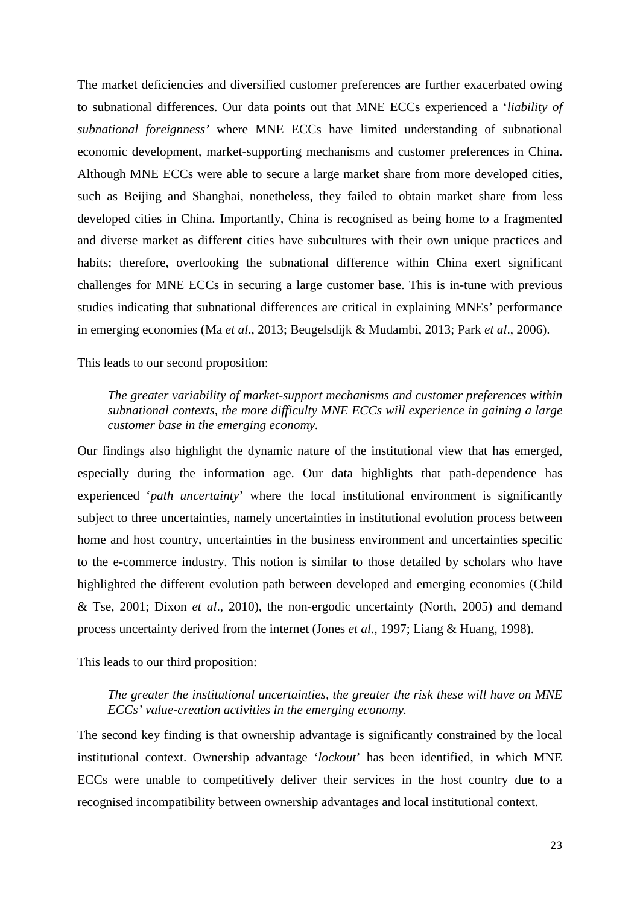The market deficiencies and diversified customer preferences are further exacerbated owing to subnational differences. Our data points out that MNE ECCs experienced a '*liability of subnational foreignness'* where MNE ECCs have limited understanding of subnational economic development, market-supporting mechanisms and customer preferences in China. Although MNE ECCs were able to secure a large market share from more developed cities, such as Beijing and Shanghai, nonetheless, they failed to obtain market share from less developed cities in China. Importantly, China is recognised as being home to a fragmented and diverse market as different cities have subcultures with their own unique practices and habits; therefore, overlooking the subnational difference within China exert significant challenges for MNE ECCs in securing a large customer base. This is in-tune with previous studies indicating that subnational differences are critical in explaining MNEs' performance in emerging economies (Ma *et al*., 2013; Beugelsdijk & Mudambi, 2013; Park *et al*., 2006).

This leads to our second proposition:

> *The greater variability of market-support mechanisms and customer preferences within subnational contexts, the more difficulty MNE ECCs will experience in gaining a large customer base in the emerging economy.*

Our findings also highlight the dynamic nature of the institutional view that has emerged, especially during the information age. Our data highlights that path-dependence has experienced '*path uncertainty*' where the local institutional environment is significantly subject to three uncertainties, namely uncertainties in institutional evolution process between home and host country, uncertainties in the business environment and uncertainties specific to the e-commerce industry. This notion is similar to those detailed by scholars who have highlighted the different evolution path between developed and emerging economies (Child & Tse, 2001; Dixon *et al*., 2010), the non-ergodic uncertainty (North, 2005) and demand process uncertainty derived from the internet (Jones *et al*., 1997; Liang & Huang, 1998).

This leads to our third proposition:

> *The greater the institutional uncertainties, the greater the risk these will have on MNE ECCs' value-creation activities in the emerging economy.*

The second key finding is that ownership advantage is significantly constrained by the local institutional context. Ownership advantage '*lockout*' has been identified, in which MNE ECCs were unable to competitively deliver their services in the host country due to a recognised incompatibility between ownership advantages and local institutional context.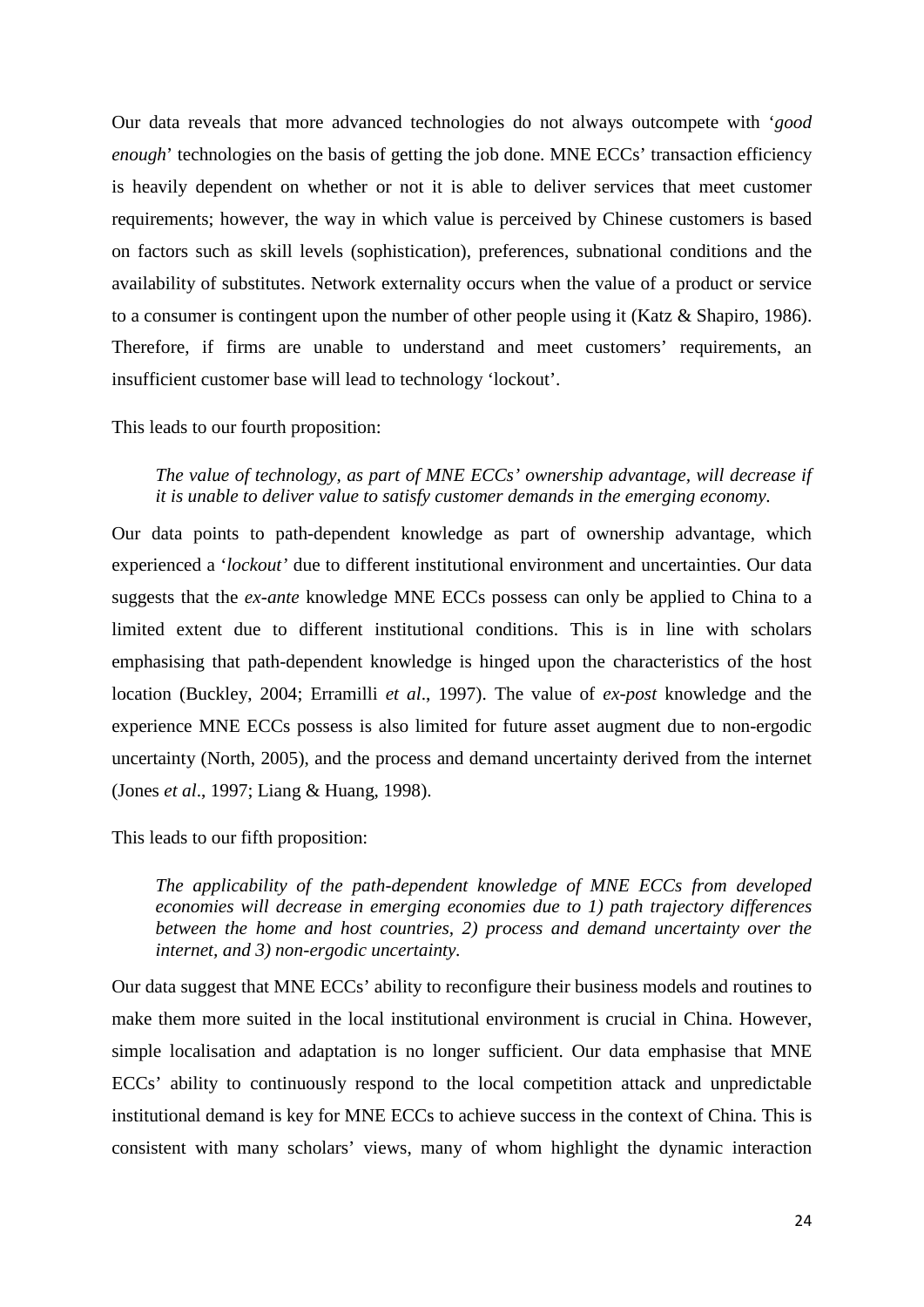Our data reveals that more advanced technologies do not always outcompete with '*good enough*' technologies on the basis of getting the job done. MNE ECCs' transaction efficiency is heavily dependent on whether or not it is able to deliver services that meet customer requirements; however, the way in which value is perceived by Chinese customers is based on factors such as skill levels (sophistication), preferences, subnational conditions and the availability of substitutes. Network externality occurs when the value of a product or service to a consumer is contingent upon the number of other people using it (Katz & Shapiro, 1986). Therefore, if firms are unable to understand and meet customers' requirements, an insufficient customer base will lead to technology 'lockout'.

This leads to our fourth proposition:

> *The value of technology, as part of MNE ECCs' ownership advantage, will decrease if it is unable to deliver value to satisfy customer demands in the emerging economy.*

Our data points to path-dependent knowledge as part of ownership advantage, which experienced a '*lockout'* due to different institutional environment and uncertainties. Our data suggests that the *ex-ante* knowledge MNE ECCs possess can only be applied to China to a limited extent due to different institutional conditions. This is in line with scholars emphasising that path-dependent knowledge is hinged upon the characteristics of the host location (Buckley, 2004; Erramilli *et al*., 1997). The value of *ex-post* knowledge and the experience MNE ECCs possess is also limited for future asset augment due to non-ergodic uncertainty (North, 2005), and the process and demand uncertainty derived from the internet (Jones *et al*., 1997; Liang & Huang, 1998).

This leads to our fifth proposition:

> *The applicability of the path-dependent knowledge of MNE ECCs from developed economies will decrease in emerging economies due to 1) path trajectory differences between the home and host countries, 2) process and demand uncertainty over the internet, and 3) non-ergodic uncertainty.*

Our data suggest that MNE ECCs' ability to reconfigure their business models and routines to make them more suited in the local institutional environment is crucial in China. However, simple localisation and adaptation is no longer sufficient. Our data emphasise that MNE ECCs' ability to continuously respond to the local competition attack and unpredictable institutional demand is key for MNE ECCs to achieve success in the context of China. This is consistent with many scholars' views, many of whom highlight the dynamic interaction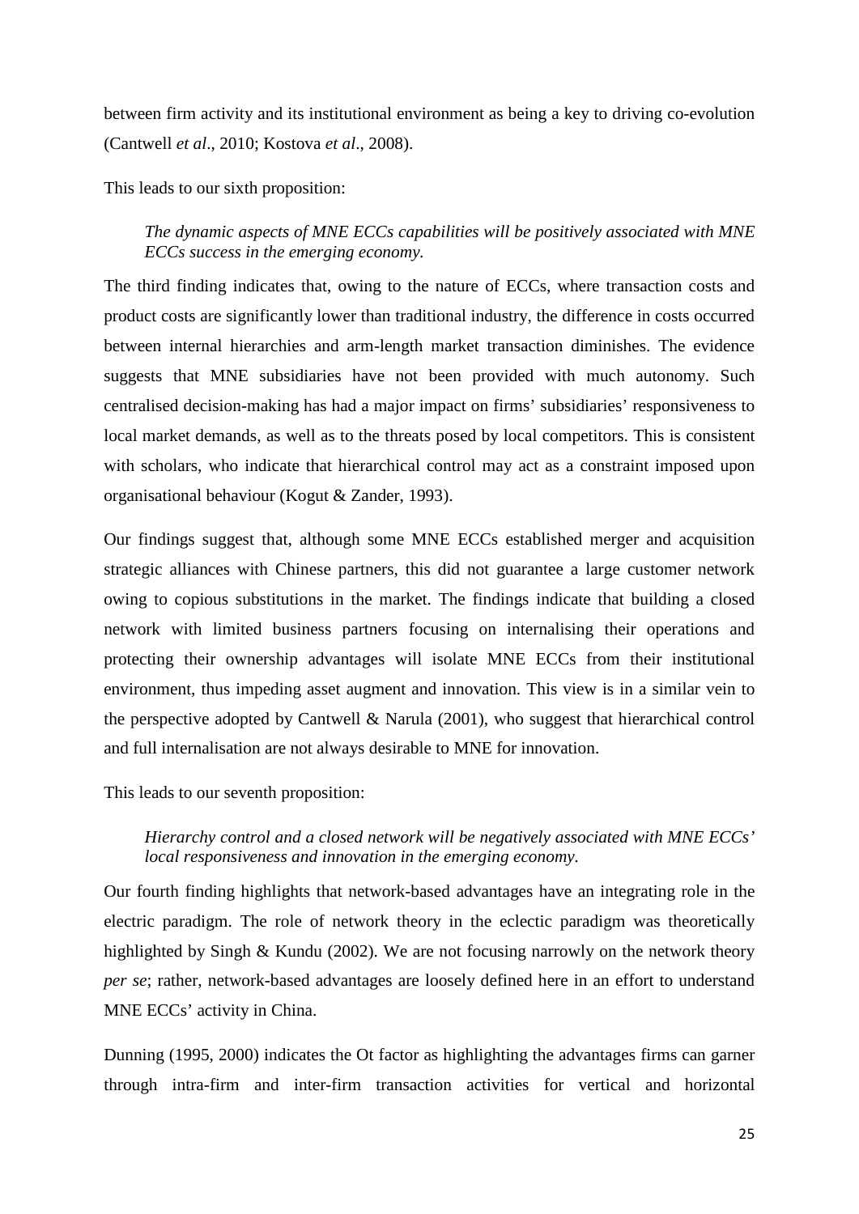between firm activity and its institutional environment as being a key to driving co-evolution (Cantwell *et al*., 2010; Kostova *et al*., 2008).

This leads to our sixth proposition:

> *The dynamic aspects of MNE ECCs capabilities will be positively associated with MNE ECCs success in the emerging economy.*

The third finding indicates that, owing to the nature of ECCs, where transaction costs and product costs are significantly lower than traditional industry, the difference in costs occurred between internal hierarchies and arm-length market transaction diminishes. The evidence suggests that MNE subsidiaries have not been provided with much autonomy. Such centralised decision-making has had a major impact on firms' subsidiaries' responsiveness to local market demands, as well as to the threats posed by local competitors. This is consistent with scholars, who indicate that hierarchical control may act as a constraint imposed upon organisational behaviour (Kogut & Zander, 1993).

Our findings suggest that, although some MNE ECCs established merger and acquisition strategic alliances with Chinese partners, this did not guarantee a large customer network owing to copious substitutions in the market. The findings indicate that building a closed network with limited business partners focusing on internalising their operations and protecting their ownership advantages will isolate MNE ECCs from their institutional environment, thus impeding asset augment and innovation. This view is in a similar vein to the perspective adopted by Cantwell & Narula (2001), who suggest that hierarchical control and full internalisation are not always desirable to MNE for innovation.

This leads to our seventh proposition:

> *Hierarchy control and a closed network will be negatively associated with MNE ECCs' local responsiveness and innovation in the emerging economy.*

Our fourth finding highlights that network-based advantages have an integrating role in the electric paradigm. The role of network theory in the eclectic paradigm was theoretically highlighted by Singh & Kundu (2002). We are not focusing narrowly on the network theory *per se*; rather, network-based advantages are loosely defined here in an effort to understand MNE ECCs' activity in China.

Dunning (1995, 2000) indicates the Ot factor as highlighting the advantages firms can garner through intra-firm and inter-firm transaction activities for vertical and horizontal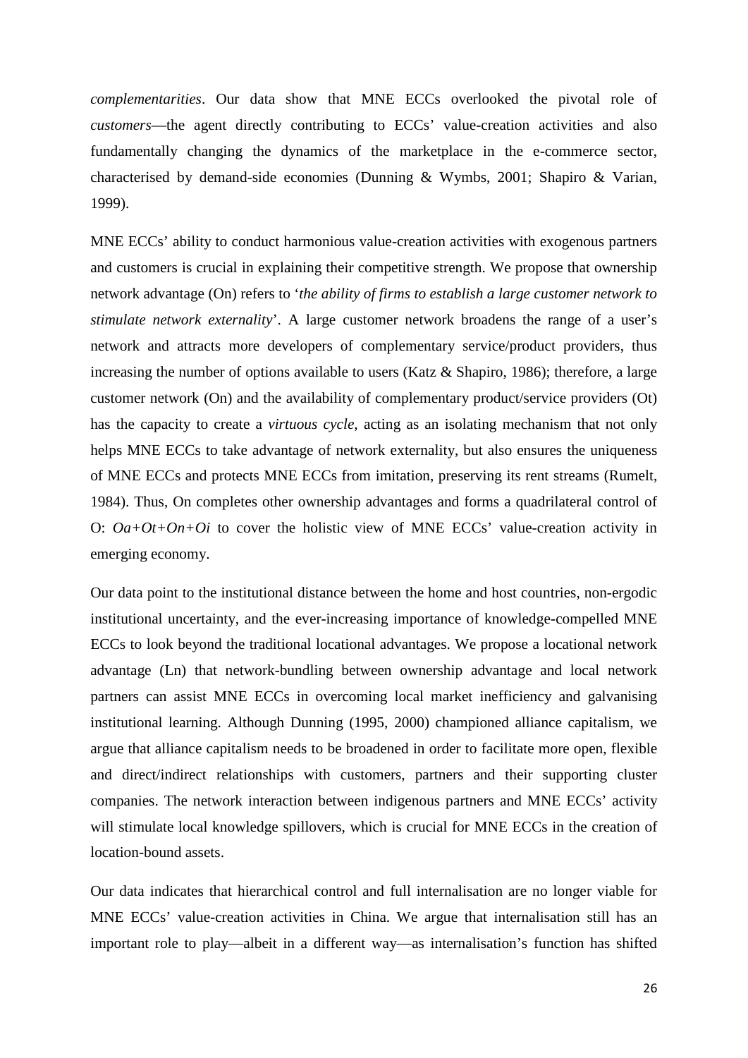*complementarities*. Our data show that MNE ECCs overlooked the pivotal role of *customers*—the agent directly contributing to ECCs' value-creation activities and also fundamentally changing the dynamics of the marketplace in the e-commerce sector, characterised by demand-side economies (Dunning & Wymbs, 2001; Shapiro & Varian, 1999).

MNE ECCs' ability to conduct harmonious value-creation activities with exogenous partners and customers is crucial in explaining their competitive strength. We propose that ownership network advantage (On) refers to '*the ability of firms to establish a large customer network to stimulate network externality*'. A large customer network broadens the range of a user's network and attracts more developers of complementary service/product providers, thus increasing the number of options available to users (Katz & Shapiro, 1986); therefore, a large customer network (On) and the availability of complementary product/service providers (Ot) has the capacity to create a *virtuous cycle*, acting as an isolating mechanism that not only helps MNE ECCs to take advantage of network externality, but also ensures the uniqueness of MNE ECCs and protects MNE ECCs from imitation, preserving its rent streams (Rumelt, 1984). Thus, On completes other ownership advantages and forms a quadrilateral control of O: *Oa+Ot+On+Oi* to cover the holistic view of MNE ECCs' value-creation activity in emerging economy.

Our data point to the institutional distance between the home and host countries, non-ergodic institutional uncertainty, and the ever-increasing importance of knowledge-compelled MNE ECCs to look beyond the traditional locational advantages. We propose a locational network advantage (Ln) that network-bundling between ownership advantage and local network partners can assist MNE ECCs in overcoming local market inefficiency and galvanising institutional learning. Although Dunning (1995, 2000) championed alliance capitalism, we argue that alliance capitalism needs to be broadened in order to facilitate more open, flexible and direct/indirect relationships with customers, partners and their supporting cluster companies. The network interaction between indigenous partners and MNE ECCs' activity will stimulate local knowledge spillovers, which is crucial for MNE ECCs in the creation of location-bound assets.

Our data indicates that hierarchical control and full internalisation are no longer viable for MNE ECCs' value-creation activities in China. We argue that internalisation still has an important role to play—albeit in a different way—as internalisation's function has shifted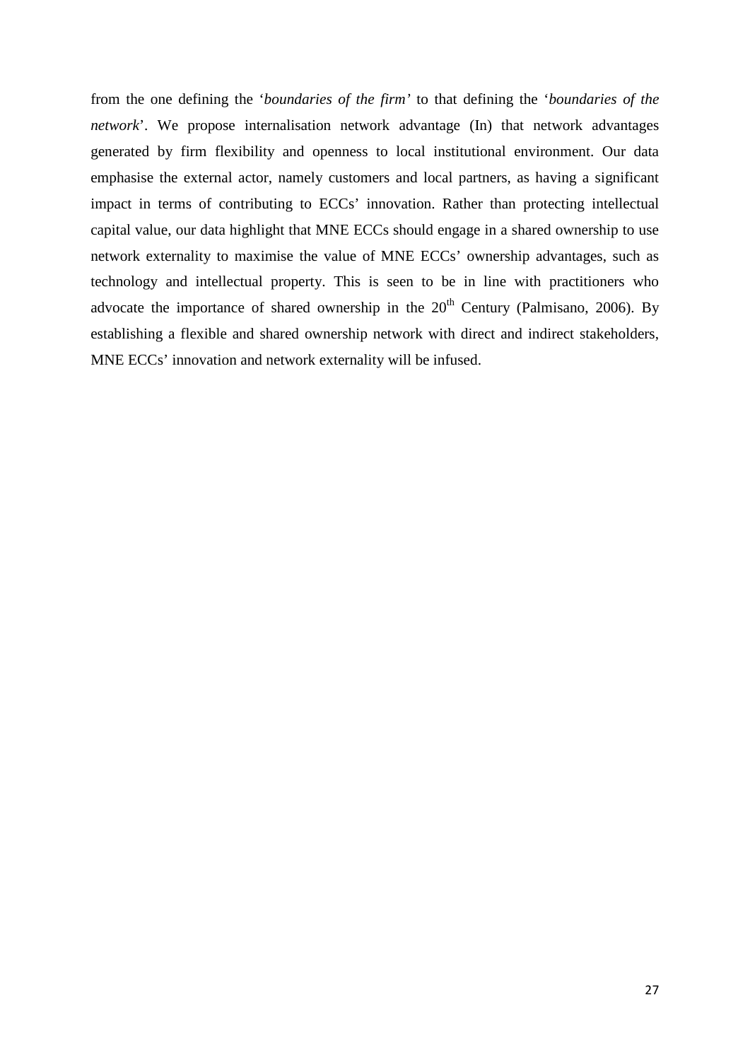from the one defining the '*boundaries of the firm'* to that defining the '*boundaries of the network*'. We propose internalisation network advantage (In) that network advantages generated by firm flexibility and openness to local institutional environment. Our data emphasise the external actor, namely customers and local partners, as having a significant impact in terms of contributing to ECCs' innovation. Rather than protecting intellectual capital value, our data highlight that MNE ECCs should engage in a shared ownership to use network externality to maximise the value of MNE ECCs' ownership advantages, such as technology and intellectual property. This is seen to be in line with practitioners who advocate the importance of shared ownership in the $20^{th}$ Century (Palmisano, 2006). By establishing a flexible and shared ownership network with direct and indirect stakeholders, MNE ECCs' innovation and network externality will be infused.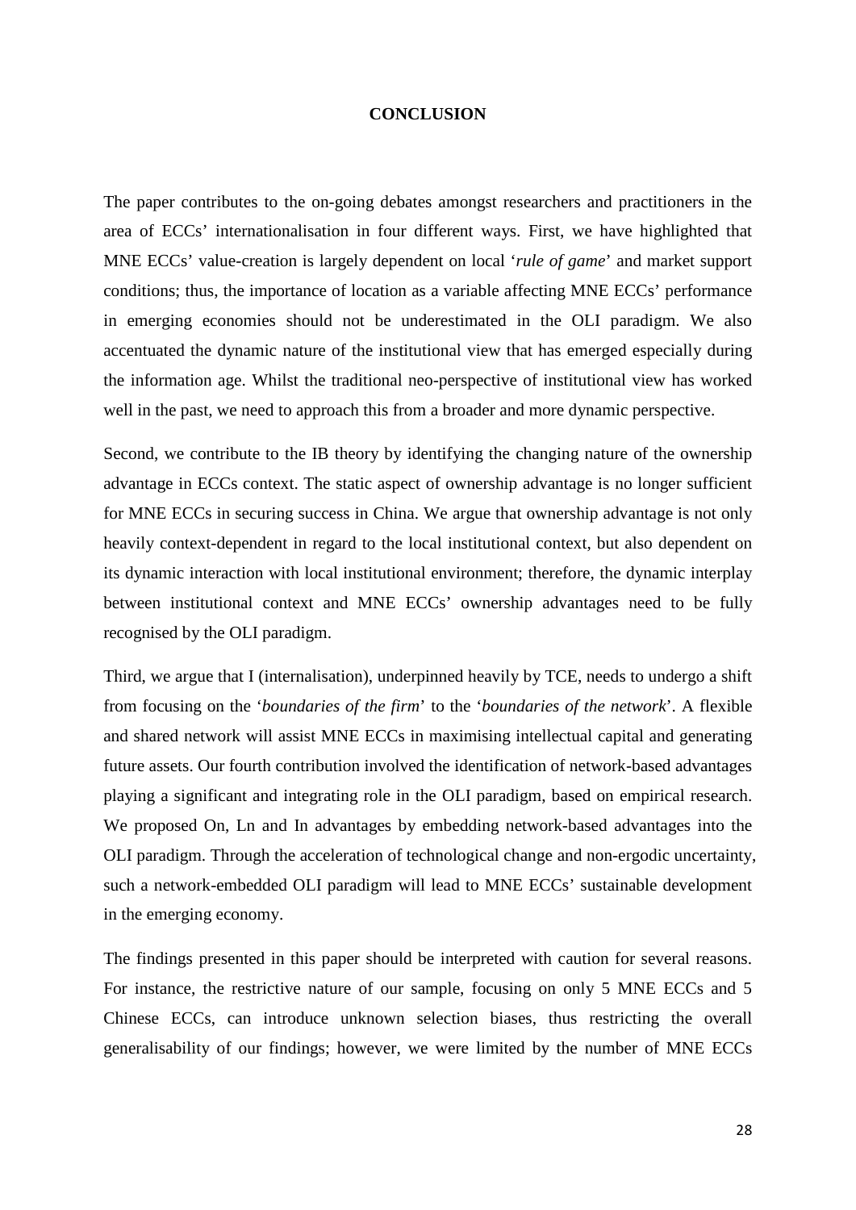## CONCLUSION

The paper contributes to the on-going debates amongst researchers and practitioners in the area of ECCs' internationalisation in four different ways. First, we have highlighted that MNE ECCs' value-creation is largely dependent on local '*rule of game*' and market support conditions; thus, the importance of location as a variable affecting MNE ECCs' performance in emerging economies should not be underestimated in the OLI paradigm. We also accentuated the dynamic nature of the institutional view that has emerged especially during the information age. Whilst the traditional neo-perspective of institutional view has worked well in the past, we need to approach this from a broader and more dynamic perspective.

Second, we contribute to the IB theory by identifying the changing nature of the ownership advantage in ECCs context. The static aspect of ownership advantage is no longer sufficient for MNE ECCs in securing success in China. We argue that ownership advantage is not only heavily context-dependent in regard to the local institutional context, but also dependent on its dynamic interaction with local institutional environment; therefore, the dynamic interplay between institutional context and MNE ECCs' ownership advantages need to be fully recognised by the OLI paradigm.

Third, we argue that I (internalisation), underpinned heavily by TCE, needs to undergo a shift from focusing on the '*boundaries of the firm*' to the '*boundaries of the network*'. A flexible and shared network will assist MNE ECCs in maximising intellectual capital and generating future assets. Our fourth contribution involved the identification of network-based advantages playing a significant and integrating role in the OLI paradigm, based on empirical research. We proposed On, Ln and In advantages by embedding network-based advantages into the OLI paradigm. Through the acceleration of technological change and non-ergodic uncertainty, such a network-embedded OLI paradigm will lead to MNE ECCs' sustainable development in the emerging economy.

The findings presented in this paper should be interpreted with caution for several reasons. For instance, the restrictive nature of our sample, focusing on only 5 MNE ECCs and 5 Chinese ECCs, can introduce unknown selection biases, thus restricting the overall generalisability of our findings; however, we were limited by the number of MNE ECCs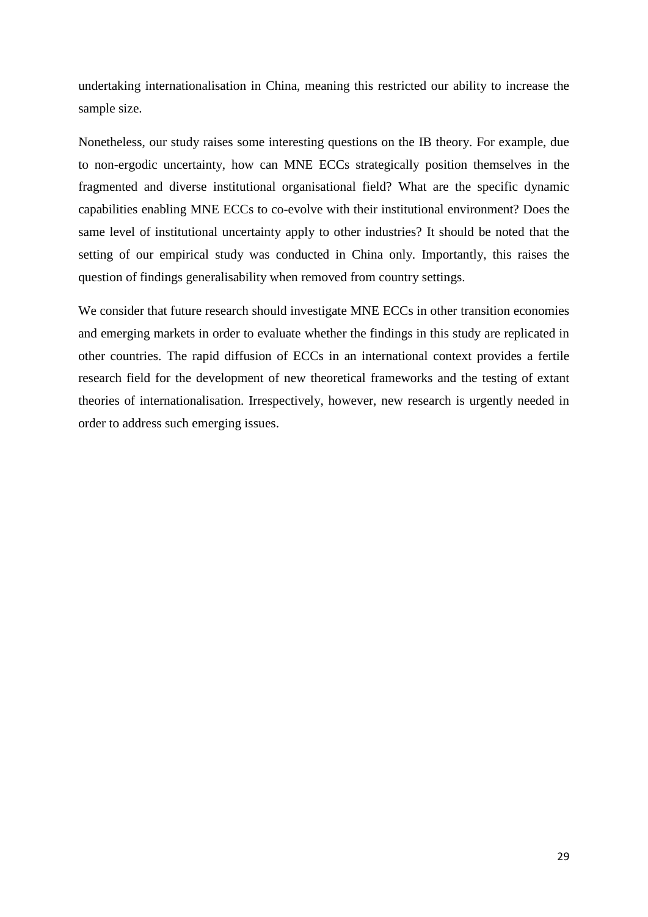undertaking internationalisation in China, meaning this restricted our ability to increase the sample size.

Nonetheless, our study raises some interesting questions on the IB theory. For example, due to non-ergodic uncertainty, how can MNE ECCs strategically position themselves in the fragmented and diverse institutional organisational field? What are the specific dynamic capabilities enabling MNE ECCs to co-evolve with their institutional environment? Does the same level of institutional uncertainty apply to other industries? It should be noted that the setting of our empirical study was conducted in China only. Importantly, this raises the question of findings generalisability when removed from country settings.

We consider that future research should investigate MNE ECCs in other transition economies and emerging markets in order to evaluate whether the findings in this study are replicated in other countries. The rapid diffusion of ECCs in an international context provides a fertile research field for the development of new theoretical frameworks and the testing of extant theories of internationalisation. Irrespectively, however, new research is urgently needed in order to address such emerging issues.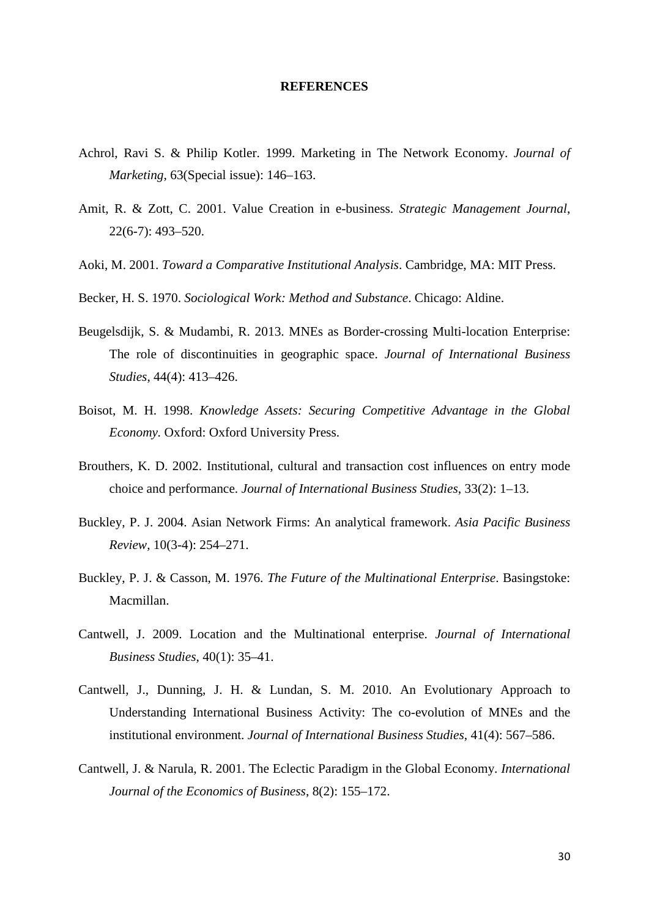# REFERENCES

Achrol, Ravi S. & Philip Kotler. 1999. Marketing in The Network Economy. *Journal of Marketing*, 63(Special issue): 146–163.

Amit, R. & Zott, C. 2001. Value Creation in e-business. *Strategic Management Journal*, 22(6-7): 493–520.

Aoki, M. 2001. *Toward a Comparative Institutional Analysis*. Cambridge, MA: MIT Press.

Becker, H. S. 1970. *Sociological Work: Method and Substance*. Chicago: Aldine.

Beugelsdijk, S. & Mudambi, R. 2013. MNEs as Border-crossing Multi-location Enterprise: The role of discontinuities in geographic space. *Journal of International Business Studies*, 44(4): 413–426.

Boisot, M. H. 1998. *Knowledge Assets: Securing Competitive Advantage in the Global Economy*. Oxford: Oxford University Press.

Brouthers, K. D. 2002. Institutional, cultural and transaction cost influences on entry mode choice and performance. *Journal of International Business Studies*, 33(2): 1–13.

Buckley, P. J. 2004. Asian Network Firms: An analytical framework. *Asia Pacific Business Review*, 10(3-4): 254–271.

Buckley, P. J. & Casson, M. 1976. *The Future of the Multinational Enterprise*. Basingstoke: Macmillan.

Cantwell, J. 2009. Location and the Multinational enterprise. *Journal of International Business Studies*, 40(1): 35–41.

Cantwell, J., Dunning, J. H. & Lundan, S. M. 2010. An Evolutionary Approach to Understanding International Business Activity: The co-evolution of MNEs and the institutional environment. *Journal of International Business Studies*, 41(4): 567–586.

Cantwell, J. & Narula, R. 2001. The Eclectic Paradigm in the Global Economy. *International Journal of the Economics of Business*, 8(2): 155–172.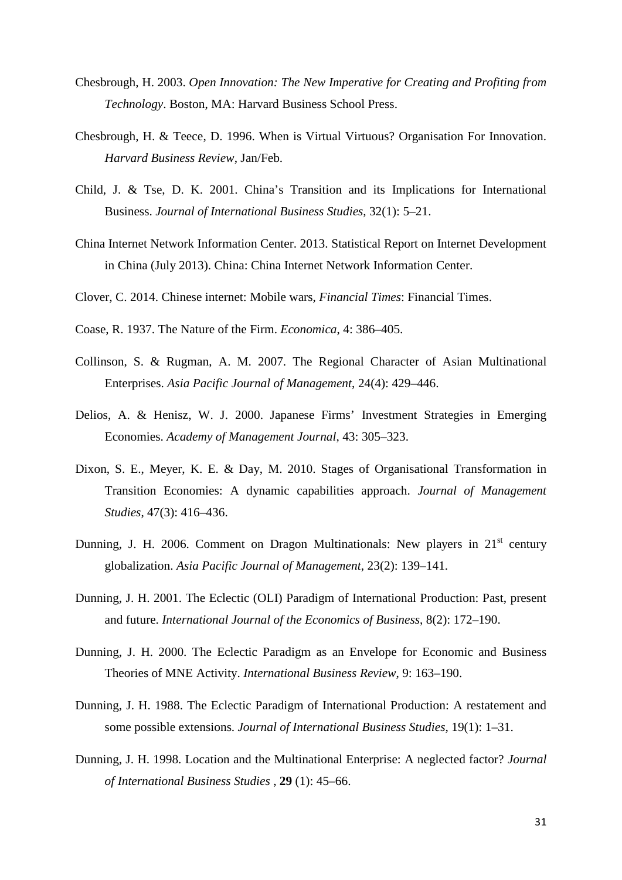Chesbrough, H. 2003. *Open Innovation: The New Imperative for Creating and Profiting from Technology*. Boston, MA: Harvard Business School Press.

Chesbrough, H. & Teece, D. 1996. When is Virtual Virtuous? Organisation For Innovation. *Harvard Business Review*, Jan/Feb.

Child, J. & Tse, D. K. 2001. China's Transition and its Implications for International Business. *Journal of International Business Studies*, 32(1): 5–21.

China Internet Network Information Center. 2013. Statistical Report on Internet Development in China (July 2013). China: China Internet Network Information Center.

Clover, C. 2014. Chinese internet: Mobile wars, *Financial Times*: Financial Times.

Coase, R. 1937. The Nature of the Firm. *Economica*, 4: 386–405.

Collinson, S. & Rugman, A. M. 2007. The Regional Character of Asian Multinational Enterprises. *Asia Pacific Journal of Management*, 24(4): 429–446.

Delios, A. & Henisz, W. J. 2000. Japanese Firms' Investment Strategies in Emerging Economies. *Academy of Management Journal*, 43: 305–323.

Dixon, S. E., Meyer, K. E. & Day, M. 2010. Stages of Organisational Transformation in Transition Economies: A dynamic capabilities approach. *Journal of Management Studies*, 47(3): 416–436.

Dunning, J. H. 2006. Comment on Dragon Multinationals: New players in 21st century globalization. *Asia Pacific Journal of Management*, 23(2): 139–141.

Dunning, J. H. 2001. The Eclectic (OLI) Paradigm of International Production: Past, present and future. *International Journal of the Economics of Business*, 8(2): 172–190.

Dunning, J. H. 2000. The Eclectic Paradigm as an Envelope for Economic and Business Theories of MNE Activity. *International Business Review*, 9: 163–190.

Dunning, J. H. 1988. The Eclectic Paradigm of International Production: A restatement and some possible extensions. *Journal of International Business Studies*, 19(1): 1–31.

Dunning, J. H. 1998. Location and the Multinational Enterprise: A neglected factor? *Journal of International Business Studies* , **29** (1): 45–66.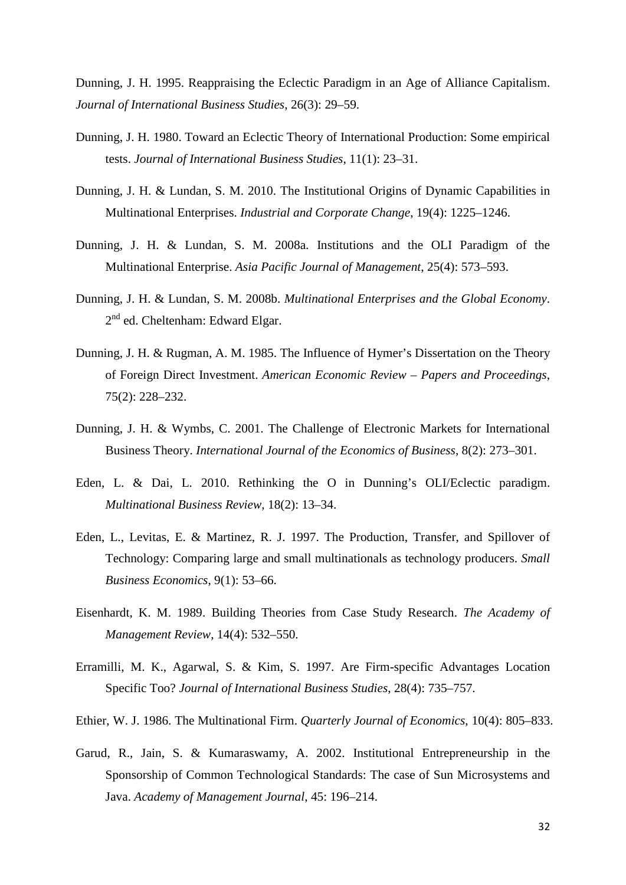Dunning, J. H. 1995. Reappraising the Eclectic Paradigm in an Age of Alliance Capitalism. *Journal of International Business Studies*, 26(3): 29–59.

Dunning, J. H. 1980. Toward an Eclectic Theory of International Production: Some empirical tests. *Journal of International Business Studies*, 11(1): 23–31.

Dunning, J. H. & Lundan, S. M. 2010. The Institutional Origins of Dynamic Capabilities in Multinational Enterprises. *Industrial and Corporate Change*, 19(4): 1225–1246.

Dunning, J. H. & Lundan, S. M. 2008a. Institutions and the OLI Paradigm of the Multinational Enterprise. *Asia Pacific Journal of Management*, 25(4): 573–593.

Dunning, J. H. & Lundan, S. M. 2008b. *Multinational Enterprises and the Global Economy*. 2nd ed. Cheltenham: Edward Elgar.

Dunning, J. H. & Rugman, A. M. 1985. The Influence of Hymer's Dissertation on the Theory of Foreign Direct Investment. *American Economic Review – Papers and Proceedings*, 75(2): 228–232.

Dunning, J. H. & Wymbs, C. 2001. The Challenge of Electronic Markets for International Business Theory. *International Journal of the Economics of Business*, 8(2): 273–301.

Eden, L. & Dai, L. 2010. Rethinking the O in Dunning's OLI/Eclectic paradigm. *Multinational Business Review*, 18(2): 13–34.

Eden, L., Levitas, E. & Martinez, R. J. 1997. The Production, Transfer, and Spillover of Technology: Comparing large and small multinationals as technology producers. *Small Business Economics*, 9(1): 53–66.

Eisenhardt, K. M. 1989. Building Theories from Case Study Research. *The Academy of Management Review*, 14(4): 532–550.

Erramilli, M. K., Agarwal, S. & Kim, S. 1997. Are Firm-specific Advantages Location Specific Too? *Journal of International Business Studies*, 28(4): 735–757.

Ethier, W. J. 1986. The Multinational Firm. *Quarterly Journal of Economics*, 10(4): 805–833.

Garud, R., Jain, S. & Kumaraswamy, A. 2002. Institutional Entrepreneurship in the Sponsorship of Common Technological Standards: The case of Sun Microsystems and Java. *Academy of Management Journal*, 45: 196–214.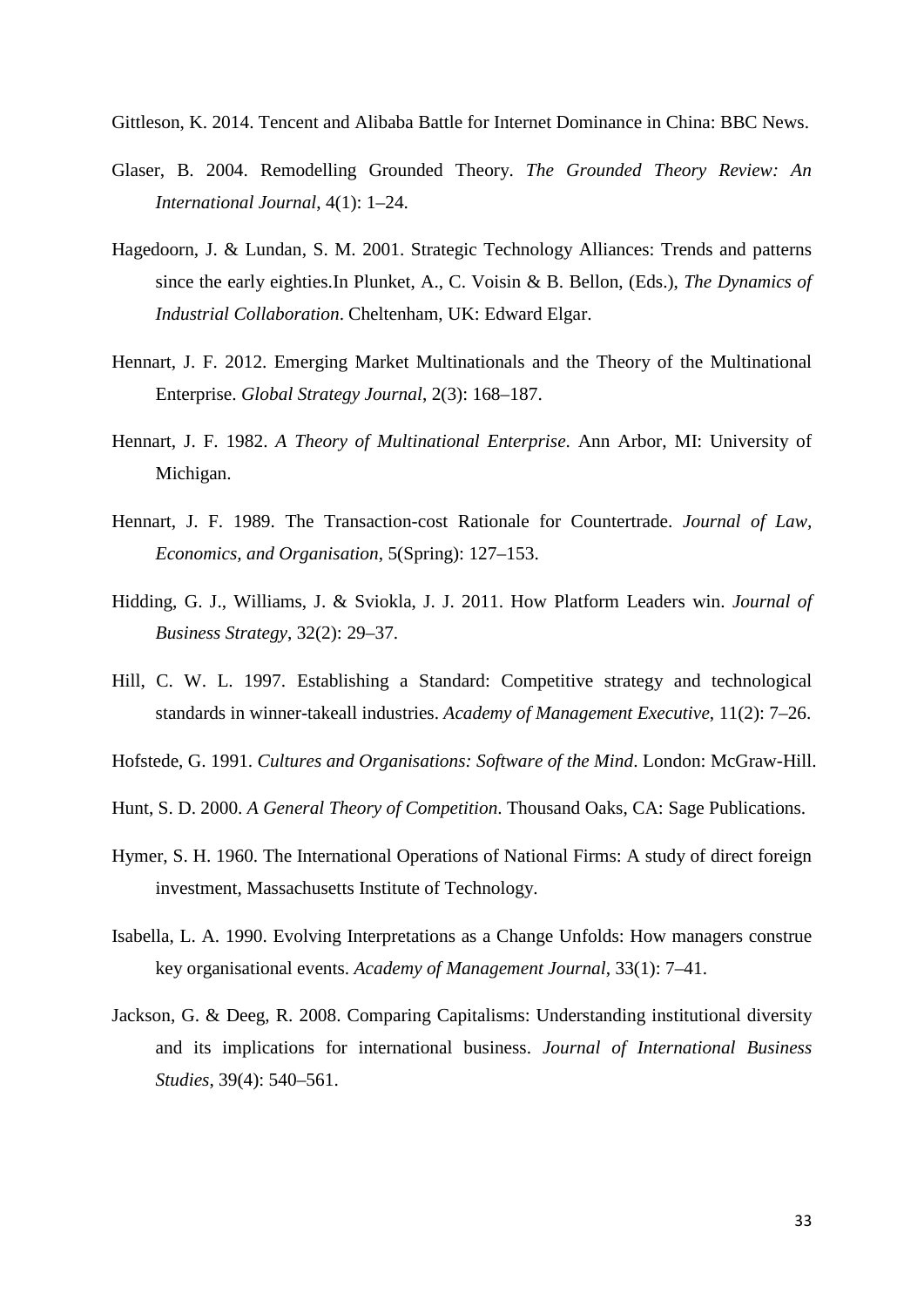Gittleson, K. 2014. Tencent and Alibaba Battle for Internet Dominance in China: BBC News.

Glaser, B. 2004. Remodelling Grounded Theory. *The Grounded Theory Review: An International Journal*, 4(1): 1–24.

Hagedoorn, J. & Lundan, S. M. 2001. Strategic Technology Alliances: Trends and patterns since the early eighties.In Plunket, A., C. Voisin & B. Bellon, (Eds.), *The Dynamics of Industrial Collaboration*. Cheltenham, UK: Edward Elgar.

Hennart, J. F. 2012. Emerging Market Multinationals and the Theory of the Multinational Enterprise. *Global Strategy Journal*, 2(3): 168–187.

Hennart, J. F. 1982. *A Theory of Multinational Enterprise*. Ann Arbor, MI: University of Michigan.

Hennart, J. F. 1989. The Transaction-cost Rationale for Countertrade. *Journal of Law, Economics, and Organisation*, 5(Spring): 127–153.

Hidding, G. J., Williams, J. & Sviokla, J. J. 2011. How Platform Leaders win. *Journal of Business Strategy*, 32(2): 29–37.

Hill, C. W. L. 1997. Establishing a Standard: Competitive strategy and technological standards in winner-takeall industries. *Academy of Management Executive*, 11(2): 7–26.

Hofstede, G. 1991. *Cultures and Organisations: Software of the Mind*. London: McGraw-Hill.

Hunt, S. D. 2000. *A General Theory of Competition*. Thousand Oaks, CA: Sage Publications.

Hymer, S. H. 1960. The International Operations of National Firms: A study of direct foreign investment, Massachusetts Institute of Technology.

Isabella, L. A. 1990. Evolving Interpretations as a Change Unfolds: How managers construe key organisational events. *Academy of Management Journal*, 33(1): 7–41.

Jackson, G. & Deeg, R. 2008. Comparing Capitalisms: Understanding institutional diversity and its implications for international business. *Journal of International Business Studies*, 39(4): 540–561.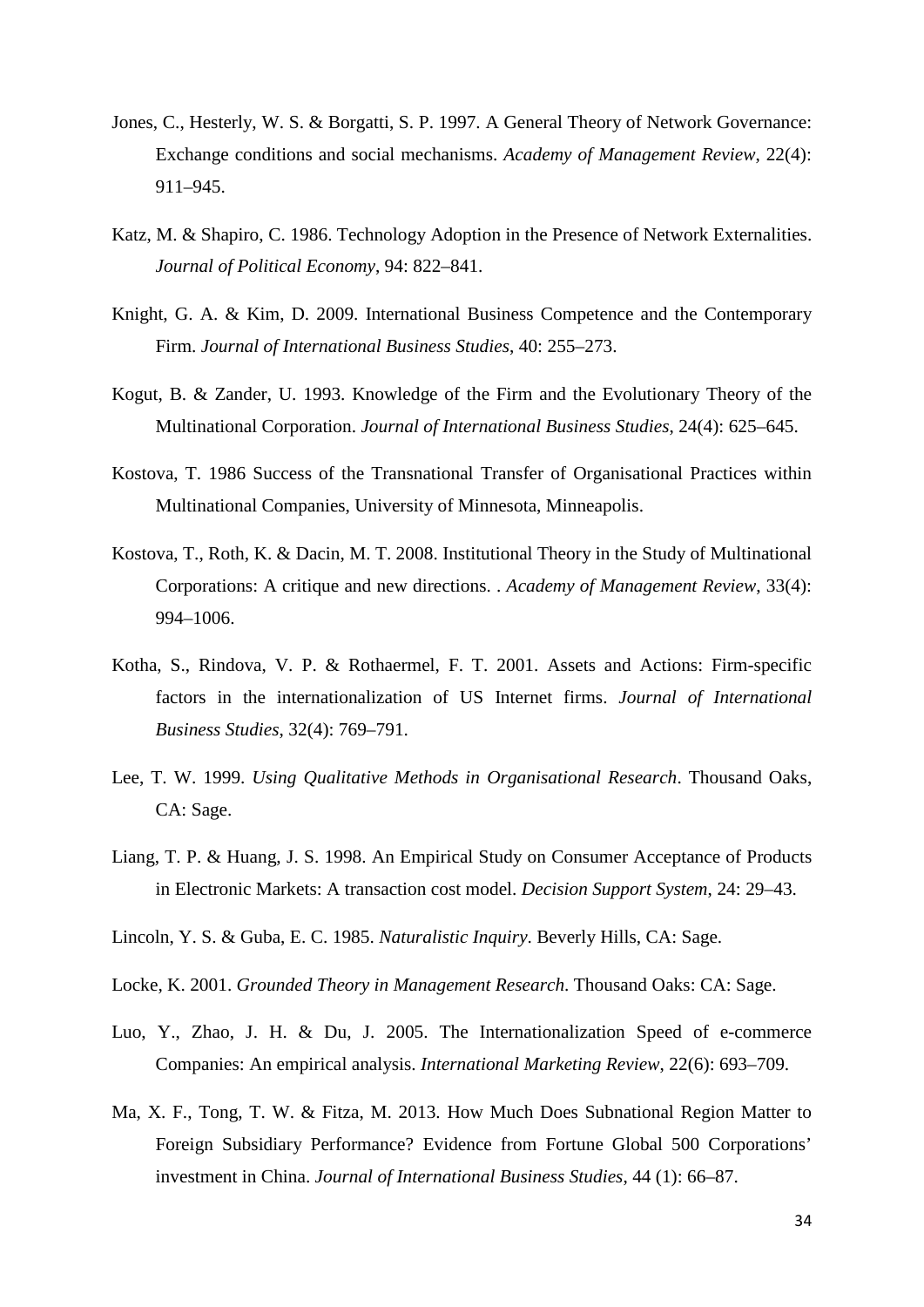Jones, C., Hesterly, W. S. & Borgatti, S. P. 1997. A General Theory of Network Governance: Exchange conditions and social mechanisms. *Academy of Management Review*, 22(4): 911–945.

Katz, M. & Shapiro, C. 1986. Technology Adoption in the Presence of Network Externalities. *Journal of Political Economy*, 94: 822–841.

Knight, G. A. & Kim, D. 2009. International Business Competence and the Contemporary Firm. *Journal of International Business Studies*, 40: 255–273.

Kogut, B. & Zander, U. 1993. Knowledge of the Firm and the Evolutionary Theory of the Multinational Corporation. *Journal of International Business Studies*, 24(4): 625–645.

Kostova, T. 1986 Success of the Transnational Transfer of Organisational Practices within Multinational Companies, University of Minnesota, Minneapolis.

Kostova, T., Roth, K. & Dacin, M. T. 2008. Institutional Theory in the Study of Multinational Corporations: A critique and new directions. . *Academy of Management Review*, 33(4): 994–1006.

Kotha, S., Rindova, V. P. & Rothaermel, F. T. 2001. Assets and Actions: Firm-specific factors in the internationalization of US Internet firms. *Journal of International Business Studies*, 32(4): 769–791.

Lee, T. W. 1999. *Using Qualitative Methods in Organisational Research*. Thousand Oaks, CA: Sage.

Liang, T. P. & Huang, J. S. 1998. An Empirical Study on Consumer Acceptance of Products in Electronic Markets: A transaction cost model. *Decision Support System*, 24: 29–43.

Lincoln, Y. S. & Guba, E. C. 1985. *Naturalistic Inquiry*. Beverly Hills, CA: Sage.

Locke, K. 2001. *Grounded Theory in Management Research*. Thousand Oaks: CA: Sage.

Luo, Y., Zhao, J. H. & Du, J. 2005. The Internationalization Speed of e-commerce Companies: An empirical analysis. *International Marketing Review*, 22(6): 693–709.

Ma, X. F., Tong, T. W. & Fitza, M. 2013. How Much Does Subnational Region Matter to Foreign Subsidiary Performance? Evidence from Fortune Global 500 Corporations' investment in China. *Journal of International Business Studies*, 44 (1): 66–87.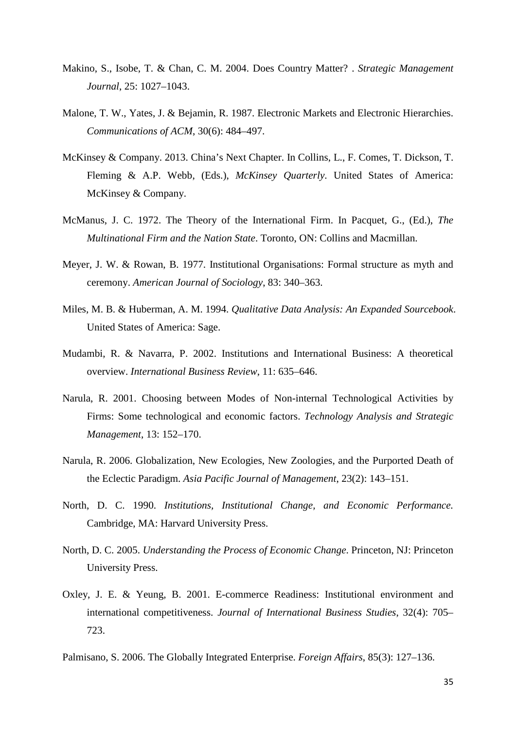Makino, S., Isobe, T. & Chan, C. M. 2004. Does Country Matter? . *Strategic Management Journal*, 25: 1027–1043.

Malone, T. W., Yates, J. & Bejamin, R. 1987. Electronic Markets and Electronic Hierarchies. *Communications of ACM*, 30(6): 484–497.

McKinsey & Company. 2013. China's Next Chapter. In Collins, L., F. Comes, T. Dickson, T. Fleming & A.P. Webb, (Eds.), *McKinsey Quarterly*. United States of America: McKinsey & Company.

McManus, J. C. 1972. The Theory of the International Firm. In Pacquet, G., (Ed.), *The Multinational Firm and the Nation State*. Toronto, ON: Collins and Macmillan.

Meyer, J. W. & Rowan, B. 1977. Institutional Organisations: Formal structure as myth and ceremony. *American Journal of Sociology*, 83: 340–363.

Miles, M. B. & Huberman, A. M. 1994. *Qualitative Data Analysis: An Expanded Sourcebook*. United States of America: Sage.

Mudambi, R. & Navarra, P. 2002. Institutions and International Business: A theoretical overview. *International Business Review*, 11: 635–646.

Narula, R. 2001. Choosing between Modes of Non-internal Technological Activities by Firms: Some technological and economic factors. *Technology Analysis and Strategic Management*, 13: 152–170.

Narula, R. 2006. Globalization, New Ecologies, New Zoologies, and the Purported Death of the Eclectic Paradigm. *Asia Pacific Journal of Management*, 23(2): 143–151.

North, D. C. 1990. *Institutions, Institutional Change, and Economic Performance.* Cambridge, MA: Harvard University Press.

North, D. C. 2005. *Understanding the Process of Economic Change*. Princeton, NJ: Princeton University Press.

Oxley, J. E. & Yeung, B. 2001. E-commerce Readiness: Institutional environment and international competitiveness. *Journal of International Business Studies*, 32(4): 705–723.

Palmisano, S. 2006. The Globally Integrated Enterprise. *Foreign Affairs*, 85(3): 127–136.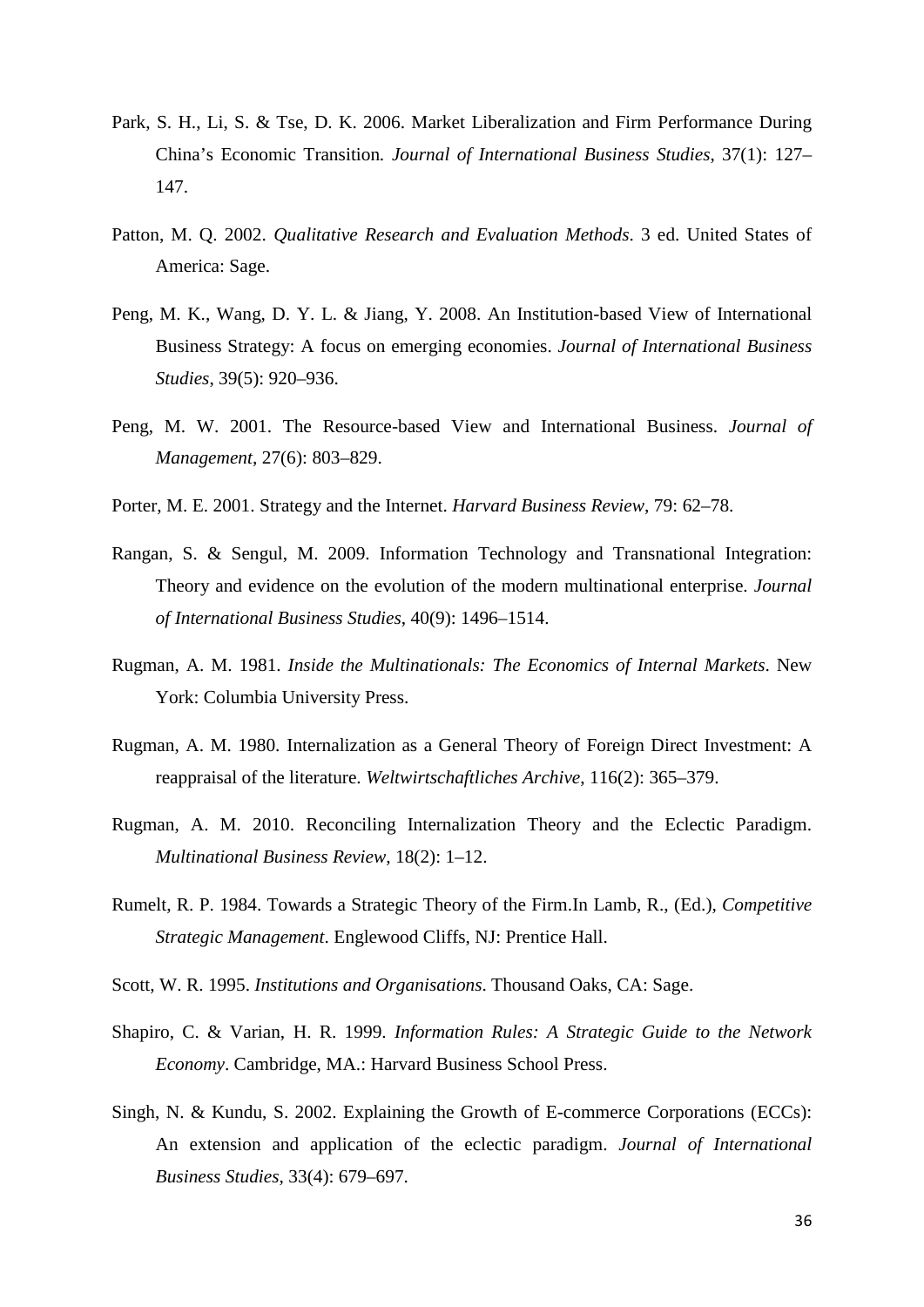Park, S. H., Li, S. & Tse, D. K. 2006. Market Liberalization and Firm Performance During China's Economic Transition. *Journal of International Business Studies*, 37(1): 127–147.

Patton, M. Q. 2002. *Qualitative Research and Evaluation Methods*. 3 ed. United States of America: Sage.

Peng, M. K., Wang, D. Y. L. & Jiang, Y. 2008. An Institution-based View of International Business Strategy: A focus on emerging economies. *Journal of International Business Studies*, 39(5): 920–936.

Peng, M. W. 2001. The Resource-based View and International Business. *Journal of Management*, 27(6): 803–829.

Porter, M. E. 2001. Strategy and the Internet. *Harvard Business Review*, 79: 62–78.

Rangan, S. & Sengul, M. 2009. Information Technology and Transnational Integration: Theory and evidence on the evolution of the modern multinational enterprise. *Journal of International Business Studies*, 40(9): 1496–1514.

Rugman, A. M. 1981. *Inside the Multinationals: The Economics of Internal Markets*. New York: Columbia University Press.

Rugman, A. M. 1980. Internalization as a General Theory of Foreign Direct Investment: A reappraisal of the literature. *Weltwirtschaftliches Archive*, 116(2): 365–379.

Rugman, A. M. 2010. Reconciling Internalization Theory and the Eclectic Paradigm. *Multinational Business Review*, 18(2): 1–12.

Rumelt, R. P. 1984. Towards a Strategic Theory of the Firm.In Lamb, R., (Ed.), *Competitive Strategic Management*. Englewood Cliffs, NJ: Prentice Hall.

Scott, W. R. 1995. *Institutions and Organisations*. Thousand Oaks, CA: Sage.

Shapiro, C. & Varian, H. R. 1999. *Information Rules: A Strategic Guide to the Network Economy*. Cambridge, MA.: Harvard Business School Press.

Singh, N. & Kundu, S. 2002. Explaining the Growth of E-commerce Corporations (ECCs): An extension and application of the eclectic paradigm. *Journal of International Business Studies*, 33(4): 679–697.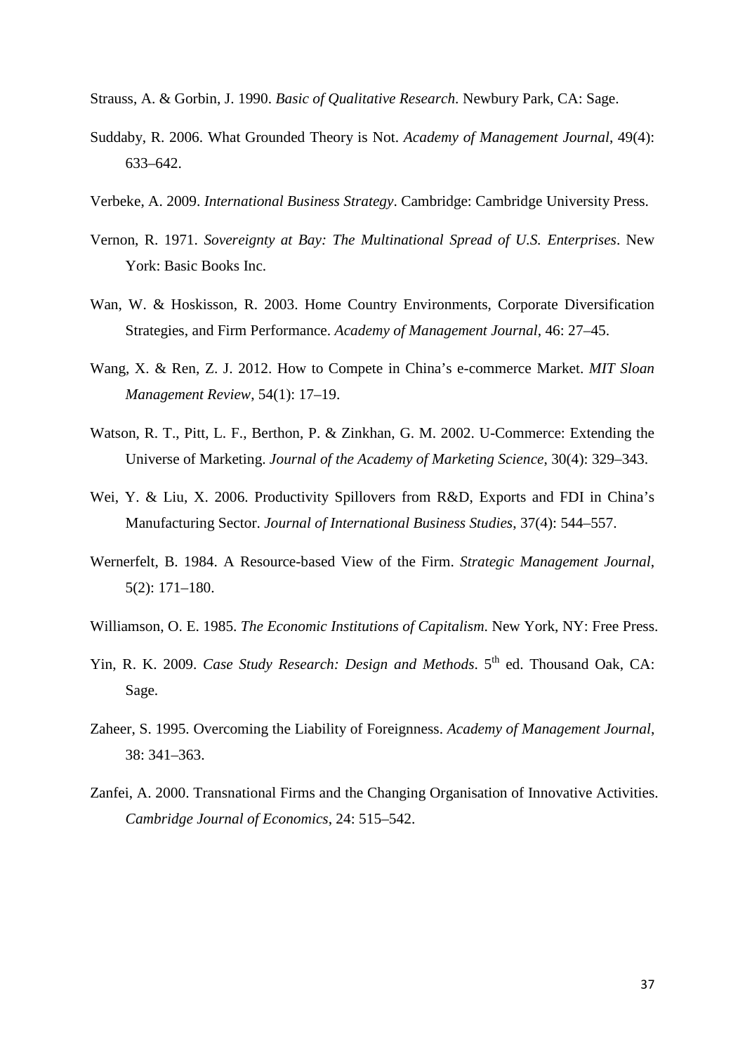Strauss, A. & Gorbin, J. 1990. *Basic of Qualitative Research*. Newbury Park, CA: Sage.

Suddaby, R. 2006. What Grounded Theory is Not. *Academy of Management Journal*, 49(4): 633–642.

Verbeke, A. 2009. *International Business Strategy*. Cambridge: Cambridge University Press.

Vernon, R. 1971. *Sovereignty at Bay: The Multinational Spread of U.S. Enterprises*. New York: Basic Books Inc.

Wan, W. & Hoskisson, R. 2003. Home Country Environments, Corporate Diversification Strategies, and Firm Performance. *Academy of Management Journal*, 46: 27–45.

Wang, X. & Ren, Z. J. 2012. How to Compete in China's e-commerce Market. *MIT Sloan Management Review*, 54(1): 17–19.

Watson, R. T., Pitt, L. F., Berthon, P. & Zinkhan, G. M. 2002. U-Commerce: Extending the Universe of Marketing. *Journal of the Academy of Marketing Science*, 30(4): 329–343.

Wei, Y. & Liu, X. 2006. Productivity Spillovers from R&D, Exports and FDI in China's Manufacturing Sector. *Journal of International Business Studies*, 37(4): 544–557.

Wernerfelt, B. 1984. A Resource-based View of the Firm. *Strategic Management Journal*, 5(2): 171–180.

Williamson, O. E. 1985. *The Economic Institutions of Capitalism*. New York, NY: Free Press.

Yin, R. K. 2009. *Case Study Research: Design and Methods*. 5th ed. Thousand Oak, CA: Sage.

Zaheer, S. 1995. Overcoming the Liability of Foreignness. *Academy of Management Journal*, 38: 341–363.

Zanfei, A. 2000. Transnational Firms and the Changing Organisation of Innovative Activities. *Cambridge Journal of Economics*, 24: 515–542.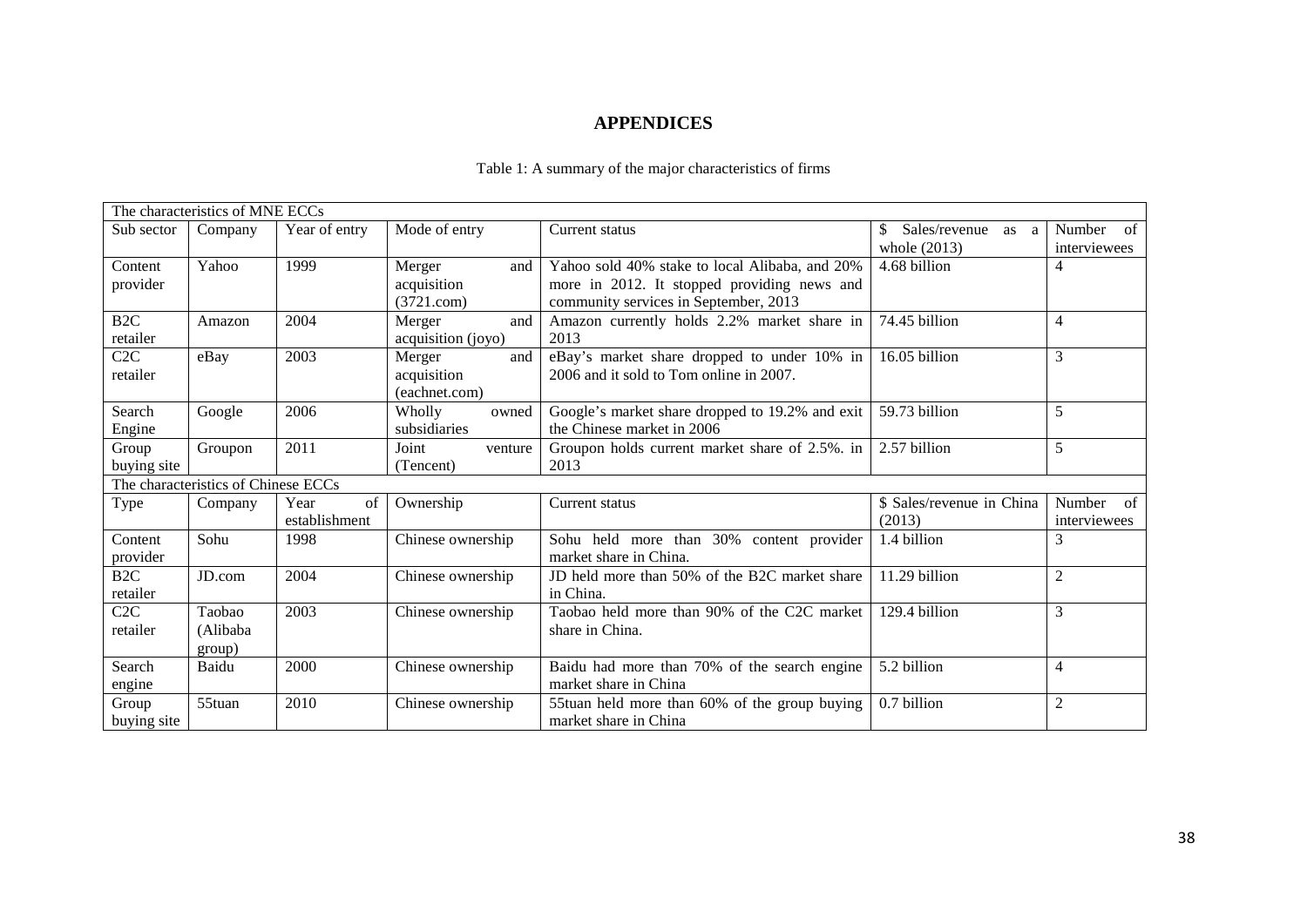# APPENDICES

Table 1: A summary of the major characteristics of firms

| The characteristics of MNE ECCs | | | | | | |
|---|---|---|---|---|---|---|
| Sub sector | Company | Year of entry | Mode of entry | Current status | $ Sales/revenue as a whole (2013) | Number of interviewees |
| Content provider | Yahoo | 1999 | Merger and acquisition (3721.com) | Yahoo sold 40% stake to local Alibaba, and 20% more in 2012. It stopped providing news and community services in September, 2013 | 4.68 billion | 4 |
| B2C retailer | Amazon | 2004 | Merger and acquisition (joyo) | Amazon currently holds 2.2% market share in 2013 | 74.45 billion | 4 |
| C2C retailer | eBay | 2003 | Merger and acquisition (eachnet.com) | eBay's market share dropped to under 10% in 2006 and it sold to Tom online in 2007. | 16.05 billion | 3 |
| Search Engine | Google | 2006 | Wholly owned subsidiaries | Google's market share dropped to 19.2% and exit the Chinese market in 2006 | 59.73 billion | 5 |
| Group buying site | Groupon | 2011 | Joint venture (Tencent) | Groupon holds current market share of 2.5%. in 2013 | 2.57 billion | 5 |
| **The characteristics of Chinese ECCs** | | | | | | |
| Type | Company | Year of establishment | Ownership | Current status | $ Sales/revenue in China (2013) | Number of interviewees |
| Content provider | Sohu | 1998 | Chinese ownership | Sohu held more than 30% content provider market share in China. | 1.4 billion | 3 |
| B2C retailer | JD.com | 2004 | Chinese ownership | JD held more than 50% of the B2C market share in China. | 11.29 billion | 2 |
| C2C retailer | Taobao (Alibaba group) | 2003 | Chinese ownership | Taobao held more than 90% of the C2C market share in China. | 129.4 billion | 3 |
| Search engine | Baidu | 2000 | Chinese ownership | Baidu had more than 70% of the search engine market share in China | 5.2 billion | 4 |
| Group buying site | 55tuan | 2010 | Chinese ownership | 55tuan held more than 60% of the group buying market share in China | 0.7 billion | 2 |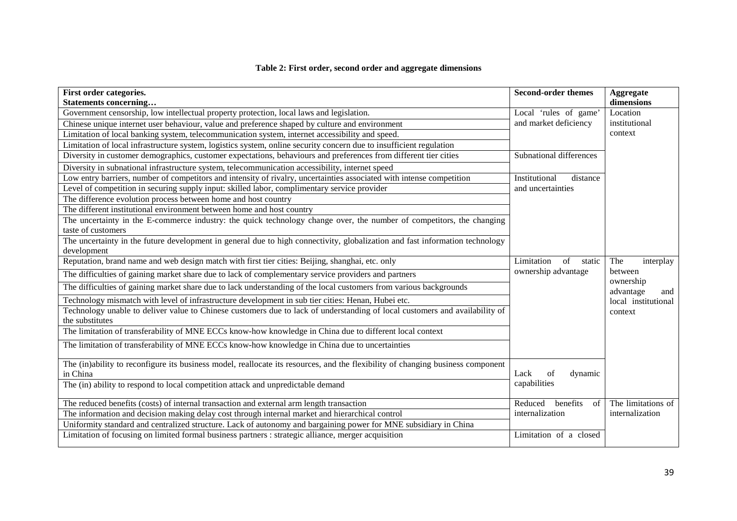**Table 2: First order, second order and aggregate dimensions**

| First order categories. Statements concerning… | Second-order themes | Aggregate dimensions |
|---|---|---|
| Government censorship, low intellectual property protection, local laws and legislation. | Local 'rules of game' and market deficiency | Location institutional context |
| Chinese unique internet user behaviour, value and preference shaped by culture and environment | | |
| Limitation of local banking system, telecommunication system, internet accessibility and speed. | | |
| Limitation of local infrastructure system, logistics system, online security concern due to insufficient regulation | | |
| Diversity in customer demographics, customer expectations, behaviours and preferences from different tier cities | Subnational differences | |
| Diversity in subnational infrastructure system, telecommunication accessibility, internet speed | | |
| Low entry barriers, number of competitors and intensity of rivalry, uncertainties associated with intense competition | Institutional distance and uncertainties | |
| Level of competition in securing supply input: skilled labor, complimentary service provider | | |
| The difference evolution process between home and host country | | |
| The different institutional environment between home and host country | | |
| The uncertainty in the E-commerce industry: the quick technology change over, the number of competitors, the changing taste of customers | | |
| The uncertainty in the future development in general due to high connectivity, globalization and fast information technology development | | |
| Reputation, brand name and web design match with first tier cities: Beijing, shanghai, etc. only | Limitation of static ownership advantage | The interplay between ownership advantage and local institutional context |
| The difficulties of gaining market share due to lack of complementary service providers and partners | | |
| The difficulties of gaining market share due to lack understanding of the local customers from various backgrounds | | |
| Technology mismatch with level of infrastructure development in sub tier cities: Henan, Hubei etc. | | |
| Technology unable to deliver value to Chinese customers due to lack of understanding of local customers and availability of the substitutes | | |
| The limitation of transferability of MNE ECCs know-how knowledge in China due to different local context | | |
| The limitation of transferability of MNE ECCs know-how knowledge in China due to uncertainties | | |
| The (in)ability to reconfigure its business model, reallocate its resources, and the flexibility of changing business component in China | Lack of dynamic capabilities | |
| The (in) ability to respond to local competition attack and unpredictable demand | | |
| The reduced benefits (costs) of internal transaction and external arm length transaction | Reduced benefits of internalization | The limitations of internalization |
| The information and decision making delay cost through internal market and hierarchical control | | |
| Uniformity standard and centralized structure. Lack of autonomy and bargaining power for MNE subsidiary in China | | |
| Limitation of focusing on limited formal business partners : strategic alliance, merger acquisition | Limitation of a closed | |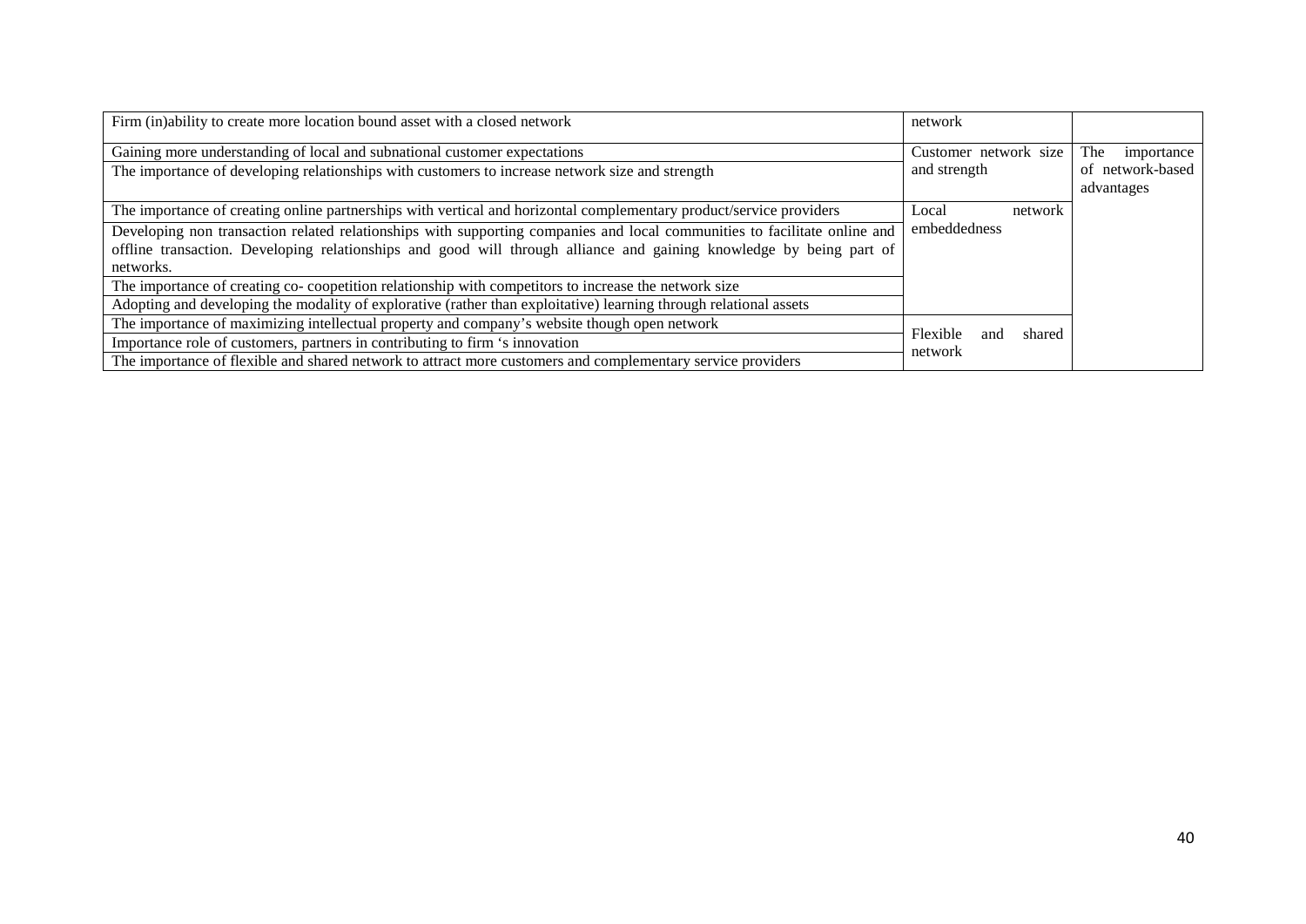| | | |
|---|---|---|
| Firm (in)ability to create more location bound asset with a closed network | network | |
| Gaining more understanding of local and subnational customer expectations | Customer network size and strength | The importance of network-based advantages |
| The importance of developing relationships with customers to increase network size and strength | | |
| The importance of creating online partnerships with vertical and horizontal complementary product/service providers | Local network embeddedness | |
| Developing non transaction related relationships with supporting companies and local communities to facilitate online and offline transaction. Developing relationships and good will through alliance and gaining knowledge by being part of networks. | | |
| The importance of creating co- coopetition relationship with competitors to increase the network size | | |
| Adopting and developing the modality of explorative (rather than exploitative) learning through relational assets | | |
| The importance of maximizing intellectual property and company's website though open network | Flexible and shared network | |
| Importance role of customers, partners in contributing to firm 's innovation | | |
| The importance of flexible and shared network to attract more customers and complementary service providers | | |